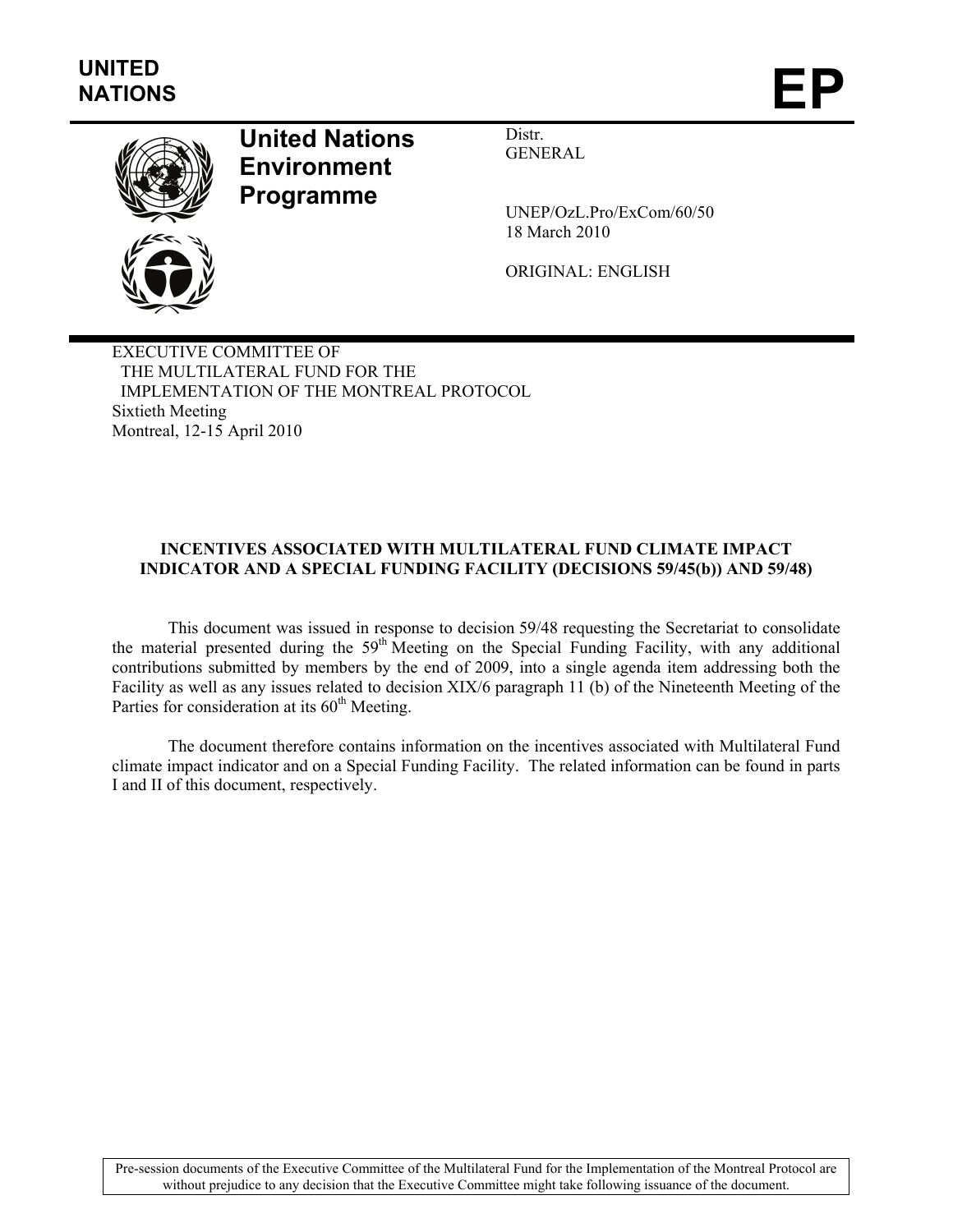UNITED NATIONS

# EP

**United Nations Environment Programme**

Distr.
GENERAL

UNEP/OzL.Pro/ExCom/60/50
18 March 2010

ORIGINAL: ENGLISH

EXECUTIVE COMMITTEE OF
THE MULTILATERAL FUND FOR THE
IMPLEMENTATION OF THE MONTREAL PROTOCOL
Sixtieth Meeting
Montreal, 12-15 April 2010

## INCENTIVES ASSOCIATED WITH MULTILATERAL FUND CLIMATE IMPACT INDICATOR AND A SPECIAL FUNDING FACILITY (DECISIONS 59/45(b)) AND 59/48)

This document was issued in response to decision 59/48 requesting the Secretariat to consolidate the material presented during the 59th Meeting on the Special Funding Facility, with any additional contributions submitted by members by the end of 2009, into a single agenda item addressing both the Facility as well as any issues related to decision XIX/6 paragraph 11 (b) of the Nineteenth Meeting of the Parties for consideration at its 60th Meeting.

The document therefore contains information on the incentives associated with Multilateral Fund climate impact indicator and on a Special Funding Facility. The related information can be found in parts I and II of this document, respectively.

Pre-session documents of the Executive Committee of the Multilateral Fund for the Implementation of the Montreal Protocol are without prejudice to any decision that the Executive Committee might take following issuance of the document.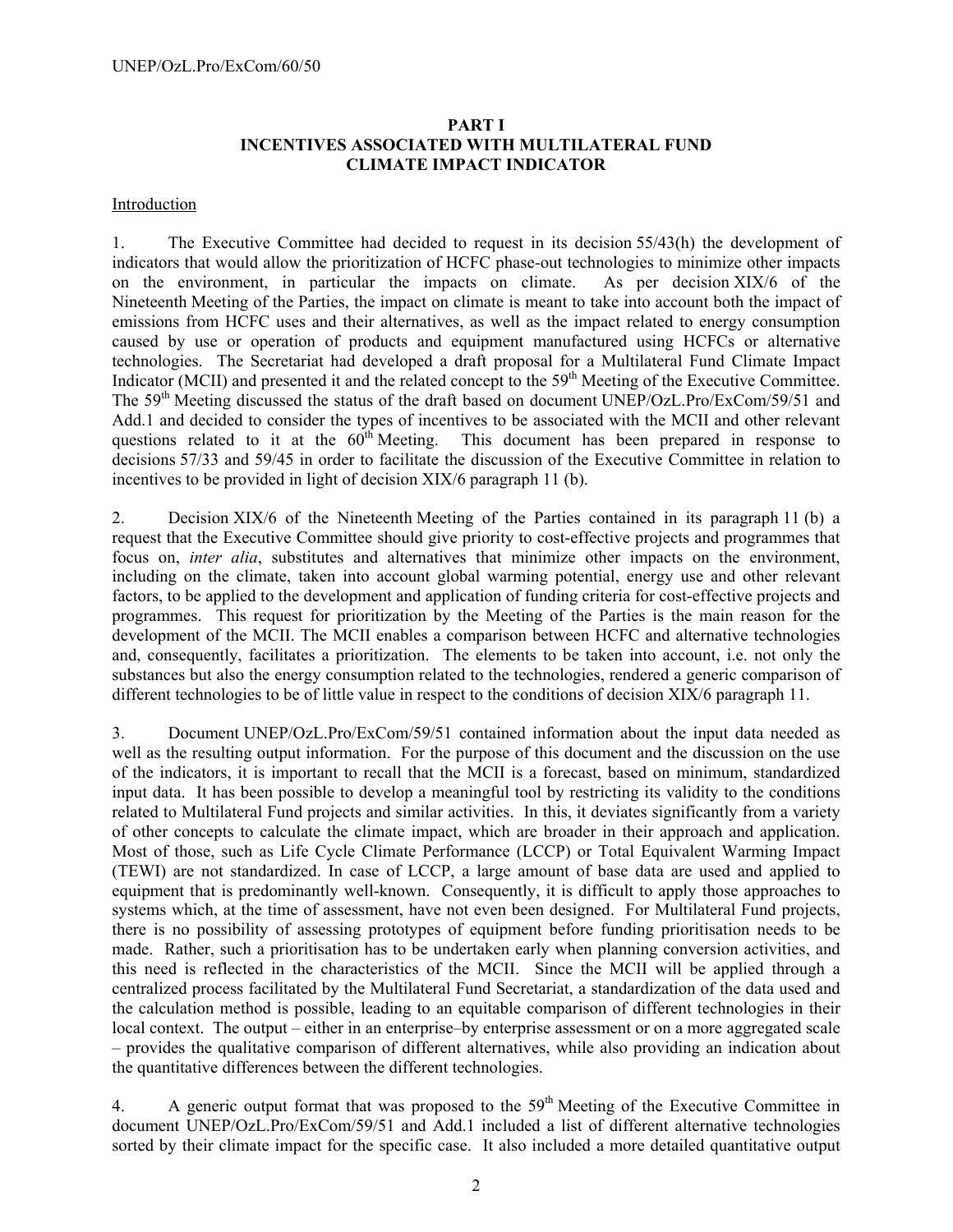## PART I
## INCENTIVES ASSOCIATED WITH MULTILATERAL FUND CLIMATE IMPACT INDICATOR

Introduction

1. The Executive Committee had decided to request in its decision 55/43(h) the development of indicators that would allow the prioritization of HCFC phase-out technologies to minimize other impacts on the environment, in particular the impacts on climate. As per decision XIX/6 of the Nineteenth Meeting of the Parties, the impact on climate is meant to take into account both the impact of emissions from HCFC uses and their alternatives, as well as the impact related to energy consumption caused by use or operation of products and equipment manufactured using HCFCs or alternative technologies. The Secretariat had developed a draft proposal for a Multilateral Fund Climate Impact Indicator (MCII) and presented it and the related concept to the 59th Meeting of the Executive Committee. The 59th Meeting discussed the status of the draft based on document UNEP/OzL.Pro/ExCom/59/51 and Add.1 and decided to consider the types of incentives to be associated with the MCII and other relevant questions related to it at the 60th Meeting. This document has been prepared in response to decisions 57/33 and 59/45 in order to facilitate the discussion of the Executive Committee in relation to incentives to be provided in light of decision XIX/6 paragraph 11 (b).

2. Decision XIX/6 of the Nineteenth Meeting of the Parties contained in its paragraph 11 (b) a request that the Executive Committee should give priority to cost-effective projects and programmes that focus on, *inter alia*, substitutes and alternatives that minimize other impacts on the environment, including on the climate, taken into account global warming potential, energy use and other relevant factors, to be applied to the development and application of funding criteria for cost-effective projects and programmes. This request for prioritization by the Meeting of the Parties is the main reason for the development of the MCII. The MCII enables a comparison between HCFC and alternative technologies and, consequently, facilitates a prioritization. The elements to be taken into account, i.e. not only the substances but also the energy consumption related to the technologies, rendered a generic comparison of different technologies to be of little value in respect to the conditions of decision XIX/6 paragraph 11.

3. Document UNEP/OzL.Pro/ExCom/59/51 contained information about the input data needed as well as the resulting output information. For the purpose of this document and the discussion on the use of the indicators, it is important to recall that the MCII is a forecast, based on minimum, standardized input data. It has been possible to develop a meaningful tool by restricting its validity to the conditions related to Multilateral Fund projects and similar activities. In this, it deviates significantly from a variety of other concepts to calculate the climate impact, which are broader in their approach and application. Most of those, such as Life Cycle Climate Performance (LCCP) or Total Equivalent Warming Impact (TEWI) are not standardized. In case of LCCP, a large amount of base data are used and applied to equipment that is predominantly well-known. Consequently, it is difficult to apply those approaches to systems which, at the time of assessment, have not even been designed. For Multilateral Fund projects, there is no possibility of assessing prototypes of equipment before funding prioritisation needs to be made. Rather, such a prioritisation has to be undertaken early when planning conversion activities, and this need is reflected in the characteristics of the MCII. Since the MCII will be applied through a centralized process facilitated by the Multilateral Fund Secretariat, a standardization of the data used and the calculation method is possible, leading to an equitable comparison of different technologies in their local context. The output – either in an enterprise–by enterprise assessment or on a more aggregated scale – provides the qualitative comparison of different alternatives, while also providing an indication about the quantitative differences between the different technologies.

4. A generic output format that was proposed to the 59th Meeting of the Executive Committee in document UNEP/OzL.Pro/ExCom/59/51 and Add.1 included a list of different alternative technologies sorted by their climate impact for the specific case. It also included a more detailed quantitative output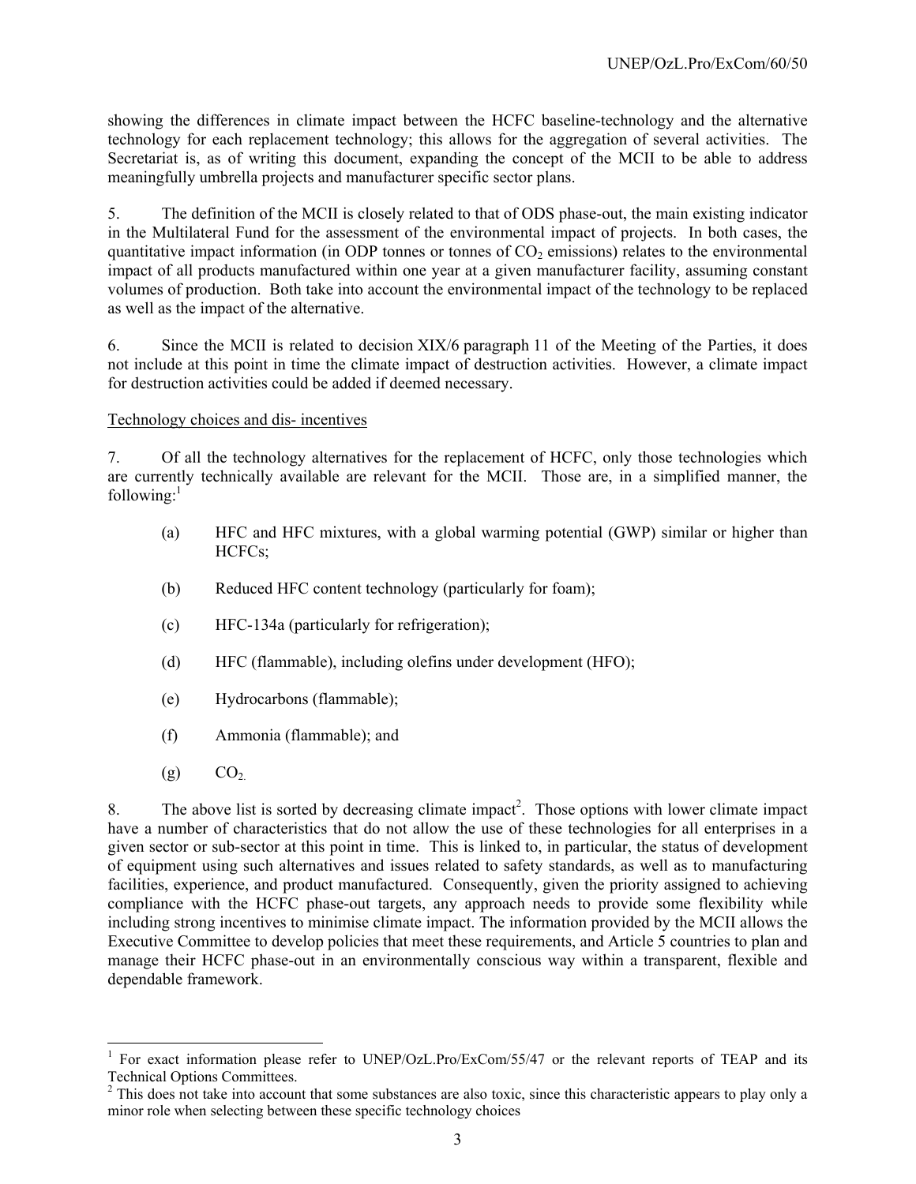showing the differences in climate impact between the HCFC baseline-technology and the alternative technology for each replacement technology; this allows for the aggregation of several activities. The Secretariat is, as of writing this document, expanding the concept of the MCII to be able to address meaningfully umbrella projects and manufacturer specific sector plans.

5. The definition of the MCII is closely related to that of ODS phase-out, the main existing indicator in the Multilateral Fund for the assessment of the environmental impact of projects. In both cases, the quantitative impact information (in ODP tonnes or tonnes of $CO_2$ emissions) relates to the environmental impact of all products manufactured within one year at a given manufacturer facility, assuming constant volumes of production. Both take into account the environmental impact of the technology to be replaced as well as the impact of the alternative.

6. Since the MCII is related to decision XIX/6 paragraph 11 of the Meeting of the Parties, it does not include at this point in time the climate impact of destruction activities. However, a climate impact for destruction activities could be added if deemed necessary.

<u>Technology choices and dis- incentives</u>

7. Of all the technology alternatives for the replacement of HCFC, only those technologies which are currently technically available are relevant for the MCII. Those are, in a simplified manner, the following:[1]

(a) HFC and HFC mixtures, with a global warming potential (GWP) similar or higher than HCFCs;

(b) Reduced HFC content technology (particularly for foam);

(c) HFC-134a (particularly for refrigeration);

(d) HFC (flammable), including olefins under development (HFO);

(e) Hydrocarbons (flammable);

(f) Ammonia (flammable); and

(g) $CO_2$.

8. The above list is sorted by decreasing climate impact[2]. Those options with lower climate impact have a number of characteristics that do not allow the use of these technologies for all enterprises in a given sector or sub-sector at this point in time. This is linked to, in particular, the status of development of equipment using such alternatives and issues related to safety standards, as well as to manufacturing facilities, experience, and product manufactured. Consequently, given the priority assigned to achieving compliance with the HCFC phase-out targets, any approach needs to provide some flexibility while including strong incentives to minimise climate impact. The information provided by the MCII allows the Executive Committee to develop policies that meet these requirements, and Article 5 countries to plan and manage their HCFC phase-out in an environmentally conscious way within a transparent, flexible and dependable framework.

---

[1] For exact information please refer to UNEP/OzL.Pro/ExCom/55/47 or the relevant reports of TEAP and its Technical Options Committees.

[2] This does not take into account that some substances are also toxic, since this characteristic appears to play only a minor role when selecting between these specific technology choices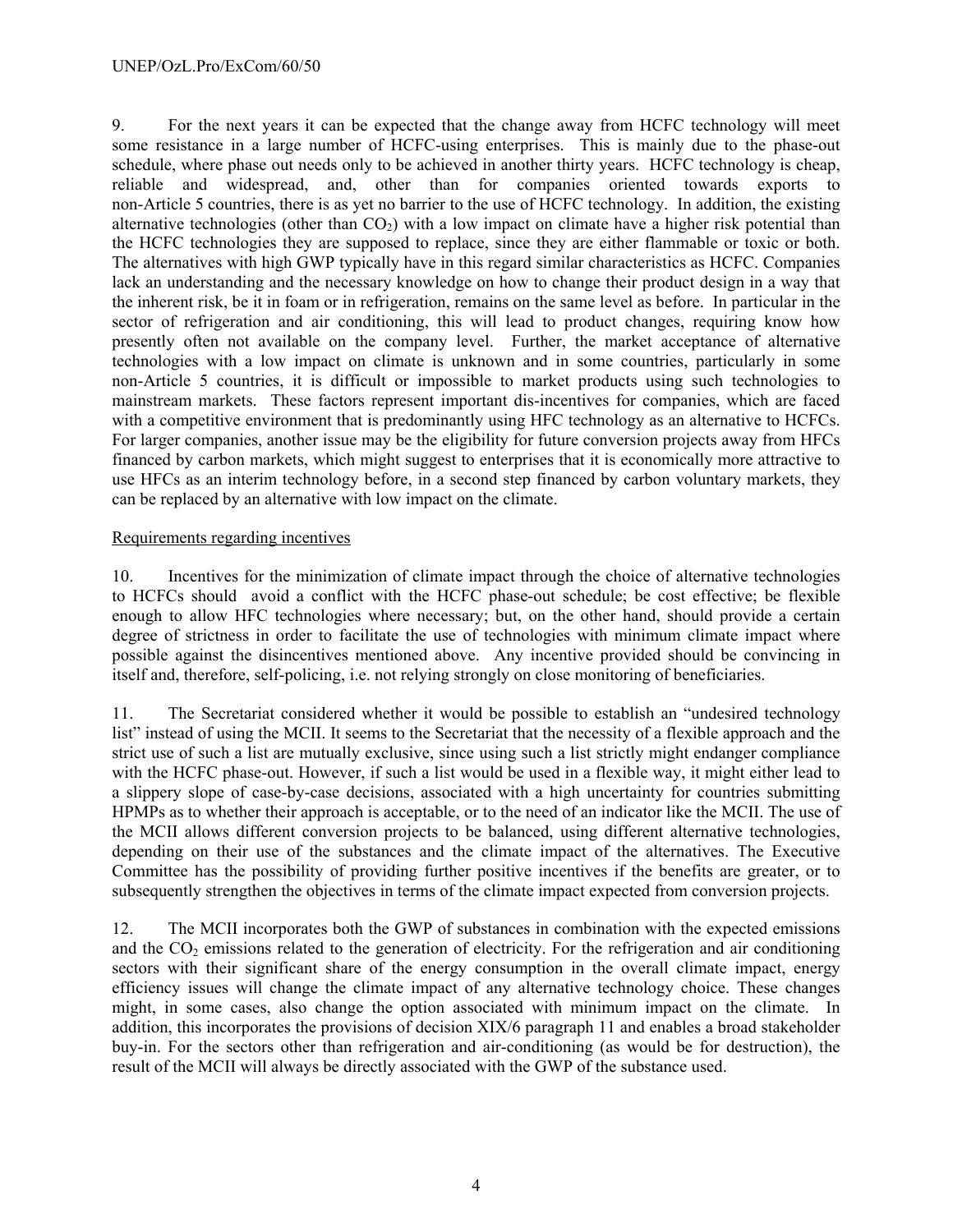9. For the next years it can be expected that the change away from HCFC technology will meet some resistance in a large number of HCFC-using enterprises. This is mainly due to the phase-out schedule, where phase out needs only to be achieved in another thirty years. HCFC technology is cheap, reliable and widespread, and, other than for companies oriented towards exports to non-Article 5 countries, there is as yet no barrier to the use of HCFC technology. In addition, the existing alternative technologies (other than $CO_2$) with a low impact on climate have a higher risk potential than the HCFC technologies they are supposed to replace, since they are either flammable or toxic or both. The alternatives with high GWP typically have in this regard similar characteristics as HCFC. Companies lack an understanding and the necessary knowledge on how to change their product design in a way that the inherent risk, be it in foam or in refrigeration, remains on the same level as before. In particular in the sector of refrigeration and air conditioning, this will lead to product changes, requiring know how presently often not available on the company level. Further, the market acceptance of alternative technologies with a low impact on climate is unknown and in some countries, particularly in some non-Article 5 countries, it is difficult or impossible to market products using such technologies to mainstream markets. These factors represent important dis-incentives for companies, which are faced with a competitive environment that is predominantly using HFC technology as an alternative to HCFCs. For larger companies, another issue may be the eligibility for future conversion projects away from HFCs financed by carbon markets, which might suggest to enterprises that it is economically more attractive to use HFCs as an interim technology before, in a second step financed by carbon voluntary markets, they can be replaced by an alternative with low impact on the climate.

Requirements regarding incentives

10. Incentives for the minimization of climate impact through the choice of alternative technologies to HCFCs should avoid a conflict with the HCFC phase-out schedule; be cost effective; be flexible enough to allow HFC technologies where necessary; but, on the other hand, should provide a certain degree of strictness in order to facilitate the use of technologies with minimum climate impact where possible against the disincentives mentioned above. Any incentive provided should be convincing in itself and, therefore, self-policing, i.e. not relying strongly on close monitoring of beneficiaries.

11. The Secretariat considered whether it would be possible to establish an "undesired technology list" instead of using the MCII. It seems to the Secretariat that the necessity of a flexible approach and the strict use of such a list are mutually exclusive, since using such a list strictly might endanger compliance with the HCFC phase-out. However, if such a list would be used in a flexible way, it might either lead to a slippery slope of case-by-case decisions, associated with a high uncertainty for countries submitting HPMPs as to whether their approach is acceptable, or to the need of an indicator like the MCII. The use of the MCII allows different conversion projects to be balanced, using different alternative technologies, depending on their use of the substances and the climate impact of the alternatives. The Executive Committee has the possibility of providing further positive incentives if the benefits are greater, or to subsequently strengthen the objectives in terms of the climate impact expected from conversion projects.

12. The MCII incorporates both the GWP of substances in combination with the expected emissions and the $CO_2$ emissions related to the generation of electricity. For the refrigeration and air conditioning sectors with their significant share of the energy consumption in the overall climate impact, energy efficiency issues will change the climate impact of any alternative technology choice. These changes might, in some cases, also change the option associated with minimum impact on the climate. In addition, this incorporates the provisions of decision XIX/6 paragraph 11 and enables a broad stakeholder buy-in. For the sectors other than refrigeration and air-conditioning (as would be for destruction), the result of the MCII will always be directly associated with the GWP of the substance used.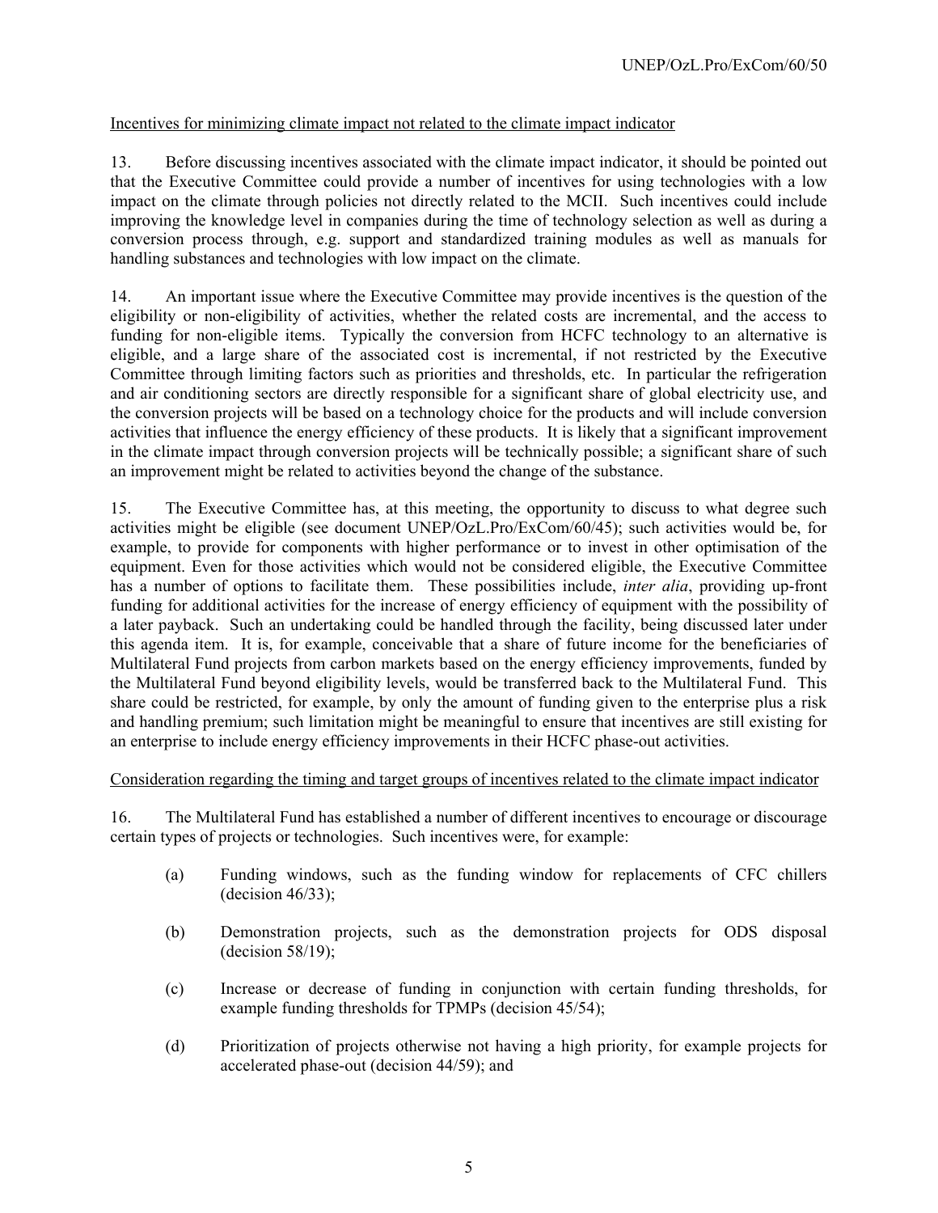Incentives for minimizing climate impact not related to the climate impact indicator

13. Before discussing incentives associated with the climate impact indicator, it should be pointed out that the Executive Committee could provide a number of incentives for using technologies with a low impact on the climate through policies not directly related to the MCII. Such incentives could include improving the knowledge level in companies during the time of technology selection as well as during a conversion process through, e.g. support and standardized training modules as well as manuals for handling substances and technologies with low impact on the climate.

14. An important issue where the Executive Committee may provide incentives is the question of the eligibility or non-eligibility of activities, whether the related costs are incremental, and the access to funding for non-eligible items. Typically the conversion from HCFC technology to an alternative is eligible, and a large share of the associated cost is incremental, if not restricted by the Executive Committee through limiting factors such as priorities and thresholds, etc. In particular the refrigeration and air conditioning sectors are directly responsible for a significant share of global electricity use, and the conversion projects will be based on a technology choice for the products and will include conversion activities that influence the energy efficiency of these products. It is likely that a significant improvement in the climate impact through conversion projects will be technically possible; a significant share of such an improvement might be related to activities beyond the change of the substance.

15. The Executive Committee has, at this meeting, the opportunity to discuss to what degree such activities might be eligible (see document UNEP/OzL.Pro/ExCom/60/45); such activities would be, for example, to provide for components with higher performance or to invest in other optimisation of the equipment. Even for those activities which would not be considered eligible, the Executive Committee has a number of options to facilitate them. These possibilities include, *inter alia*, providing up-front funding for additional activities for the increase of energy efficiency of equipment with the possibility of a later payback. Such an undertaking could be handled through the facility, being discussed later under this agenda item. It is, for example, conceivable that a share of future income for the beneficiaries of Multilateral Fund projects from carbon markets based on the energy efficiency improvements, funded by the Multilateral Fund beyond eligibility levels, would be transferred back to the Multilateral Fund. This share could be restricted, for example, by only the amount of funding given to the enterprise plus a risk and handling premium; such limitation might be meaningful to ensure that incentives are still existing for an enterprise to include energy efficiency improvements in their HCFC phase-out activities.

Consideration regarding the timing and target groups of incentives related to the climate impact indicator

16. The Multilateral Fund has established a number of different incentives to encourage or discourage certain types of projects or technologies. Such incentives were, for example:

(a) Funding windows, such as the funding window for replacements of CFC chillers (decision 46/33);

(b) Demonstration projects, such as the demonstration projects for ODS disposal (decision 58/19);

(c) Increase or decrease of funding in conjunction with certain funding thresholds, for example funding thresholds for TPMPs (decision 45/54);

(d) Prioritization of projects otherwise not having a high priority, for example projects for accelerated phase-out (decision 44/59); and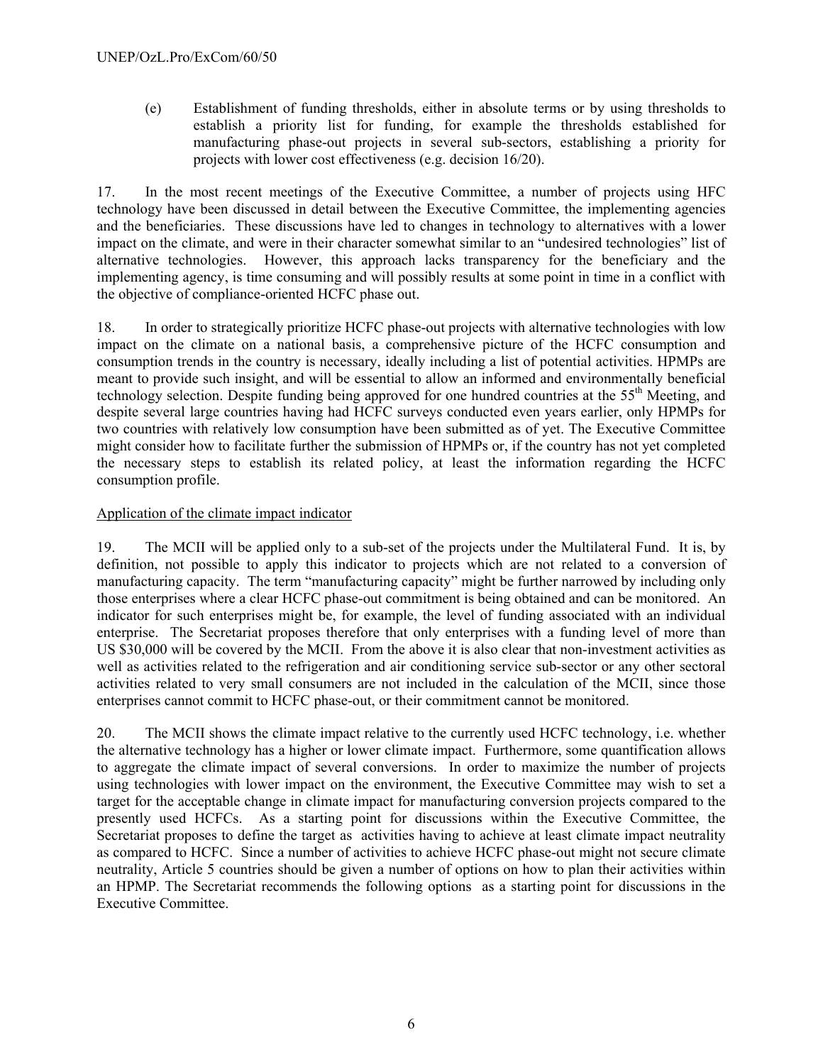(e) Establishment of funding thresholds, either in absolute terms or by using thresholds to establish a priority list for funding, for example the thresholds established for manufacturing phase-out projects in several sub-sectors, establishing a priority for projects with lower cost effectiveness (e.g. decision 16/20).

17. In the most recent meetings of the Executive Committee, a number of projects using HFC technology have been discussed in detail between the Executive Committee, the implementing agencies and the beneficiaries. These discussions have led to changes in technology to alternatives with a lower impact on the climate, and were in their character somewhat similar to an "undesired technologies" list of alternative technologies. However, this approach lacks transparency for the beneficiary and the implementing agency, is time consuming and will possibly results at some point in time in a conflict with the objective of compliance-oriented HCFC phase out.

18. In order to strategically prioritize HCFC phase-out projects with alternative technologies with low impact on the climate on a national basis, a comprehensive picture of the HCFC consumption and consumption trends in the country is necessary, ideally including a list of potential activities. HPMPs are meant to provide such insight, and will be essential to allow an informed and environmentally beneficial technology selection. Despite funding being approved for one hundred countries at the 55th Meeting, and despite several large countries having had HCFC surveys conducted even years earlier, only HPMPs for two countries with relatively low consumption have been submitted as of yet. The Executive Committee might consider how to facilitate further the submission of HPMPs or, if the country has not yet completed the necessary steps to establish its related policy, at least the information regarding the HCFC consumption profile.

Application of the climate impact indicator

19. The MCII will be applied only to a sub-set of the projects under the Multilateral Fund. It is, by definition, not possible to apply this indicator to projects which are not related to a conversion of manufacturing capacity. The term "manufacturing capacity" might be further narrowed by including only those enterprises where a clear HCFC phase-out commitment is being obtained and can be monitored. An indicator for such enterprises might be, for example, the level of funding associated with an individual enterprise. The Secretariat proposes therefore that only enterprises with a funding level of more than US $30,000 will be covered by the MCII. From the above it is also clear that non-investment activities as well as activities related to the refrigeration and air conditioning service sub-sector or any other sectoral activities related to very small consumers are not included in the calculation of the MCII, since those enterprises cannot commit to HCFC phase-out, or their commitment cannot be monitored.

20. The MCII shows the climate impact relative to the currently used HCFC technology, i.e. whether the alternative technology has a higher or lower climate impact. Furthermore, some quantification allows to aggregate the climate impact of several conversions. In order to maximize the number of projects using technologies with lower impact on the environment, the Executive Committee may wish to set a target for the acceptable change in climate impact for manufacturing conversion projects compared to the presently used HCFCs. As a starting point for discussions within the Executive Committee, the Secretariat proposes to define the target as activities having to achieve at least climate impact neutrality as compared to HCFC. Since a number of activities to achieve HCFC phase-out might not secure climate neutrality, Article 5 countries should be given a number of options on how to plan their activities within an HPMP. The Secretariat recommends the following options as a starting point for discussions in the Executive Committee.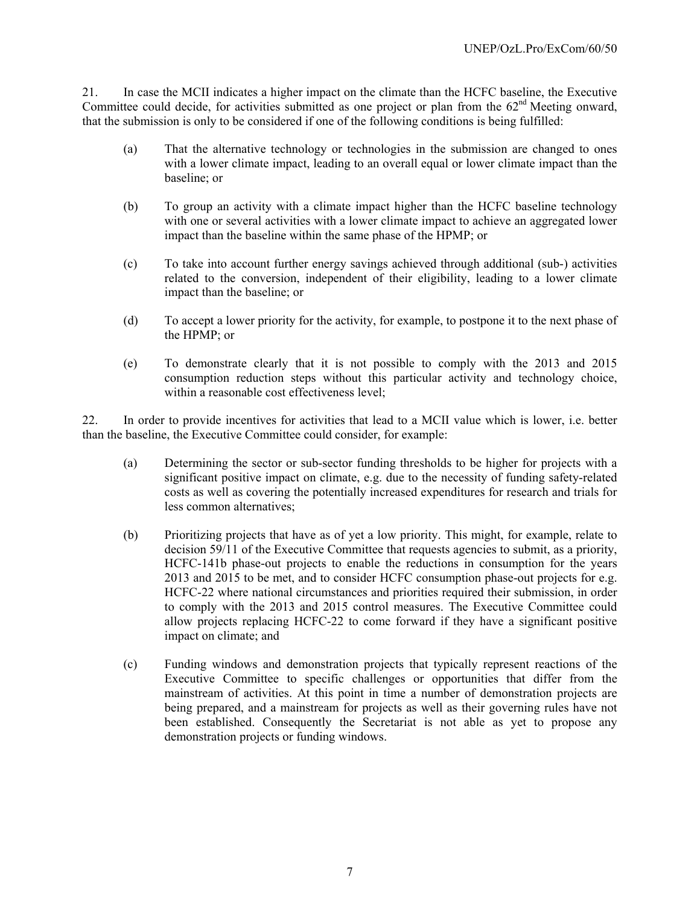21. In case the MCII indicates a higher impact on the climate than the HCFC baseline, the Executive Committee could decide, for activities submitted as one project or plan from the 62nd Meeting onward, that the submission is only to be considered if one of the following conditions is being fulfilled:

(a) That the alternative technology or technologies in the submission are changed to ones with a lower climate impact, leading to an overall equal or lower climate impact than the baseline; or

(b) To group an activity with a climate impact higher than the HCFC baseline technology with one or several activities with a lower climate impact to achieve an aggregated lower impact than the baseline within the same phase of the HPMP; or

(c) To take into account further energy savings achieved through additional (sub-) activities related to the conversion, independent of their eligibility, leading to a lower climate impact than the baseline; or

(d) To accept a lower priority for the activity, for example, to postpone it to the next phase of the HPMP; or

(e) To demonstrate clearly that it is not possible to comply with the 2013 and 2015 consumption reduction steps without this particular activity and technology choice, within a reasonable cost effectiveness level;

22. In order to provide incentives for activities that lead to a MCII value which is lower, i.e. better than the baseline, the Executive Committee could consider, for example:

(a) Determining the sector or sub-sector funding thresholds to be higher for projects with a significant positive impact on climate, e.g. due to the necessity of funding safety-related costs as well as covering the potentially increased expenditures for research and trials for less common alternatives;

(b) Prioritizing projects that have as of yet a low priority. This might, for example, relate to decision 59/11 of the Executive Committee that requests agencies to submit, as a priority, HCFC-141b phase-out projects to enable the reductions in consumption for the years 2013 and 2015 to be met, and to consider HCFC consumption phase-out projects for e.g. HCFC-22 where national circumstances and priorities required their submission, in order to comply with the 2013 and 2015 control measures. The Executive Committee could allow projects replacing HCFC-22 to come forward if they have a significant positive impact on climate; and

(c) Funding windows and demonstration projects that typically represent reactions of the Executive Committee to specific challenges or opportunities that differ from the mainstream of activities. At this point in time a number of demonstration projects are being prepared, and a mainstream for projects as well as their governing rules have not been established. Consequently the Secretariat is not able as yet to propose any demonstration projects or funding windows.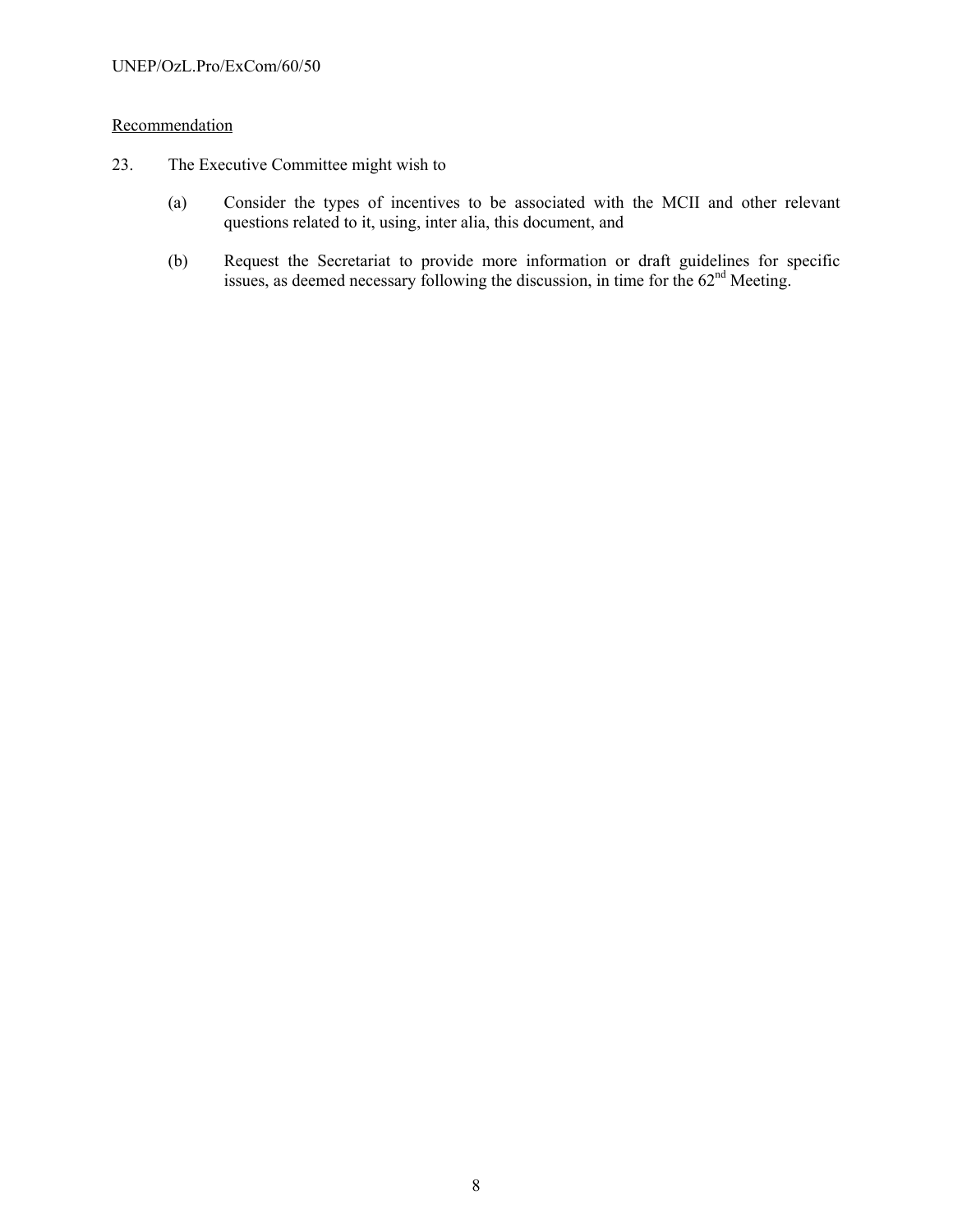<u>Recommendation</u>

23. The Executive Committee might wish to

(a) Consider the types of incentives to be associated with the MCII and other relevant questions related to it, using, inter alia, this document, and

(b) Request the Secretariat to provide more information or draft guidelines for specific issues, as deemed necessary following the discussion, in time for the 62nd Meeting.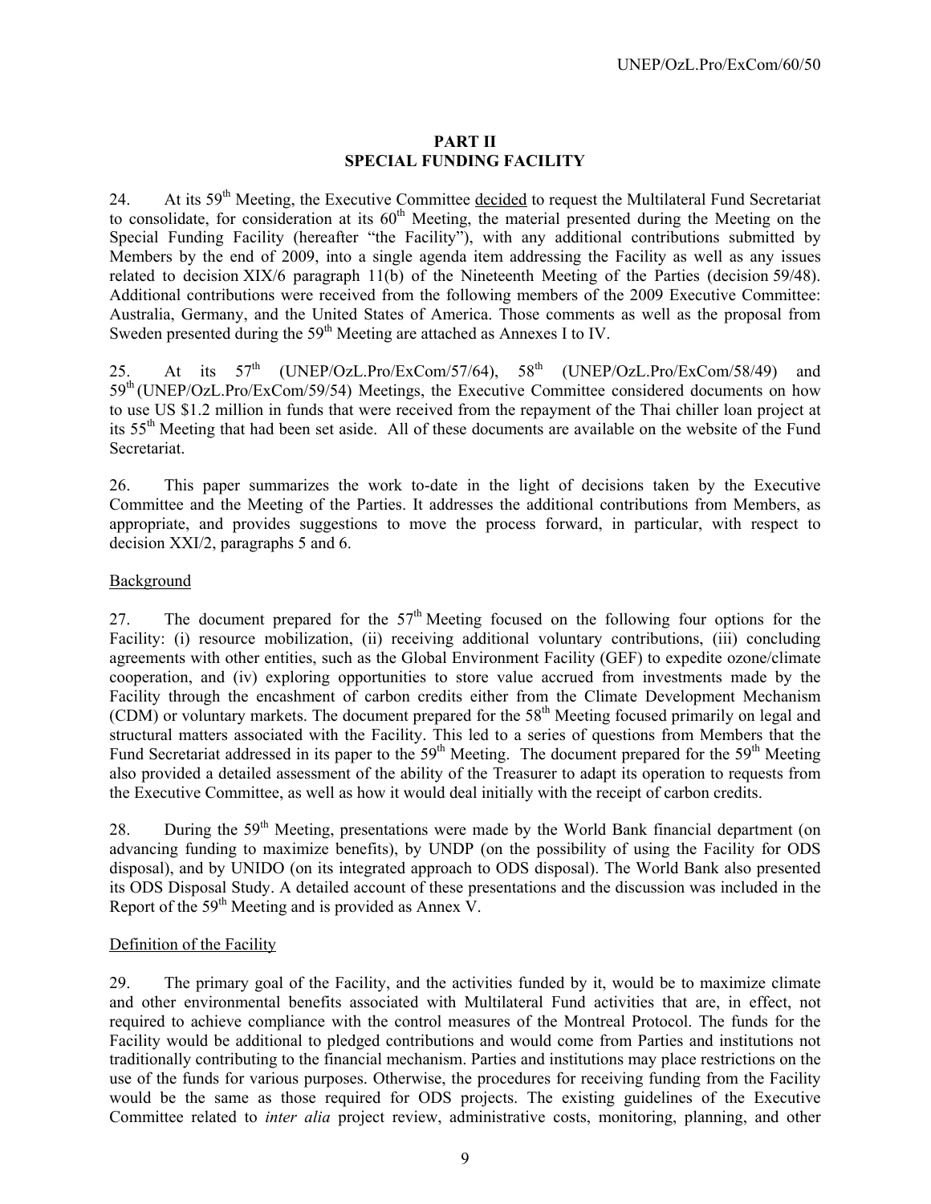## PART II
## SPECIAL FUNDING FACILITY

24. At its 59th Meeting, the Executive Committee decided to request the Multilateral Fund Secretariat to consolidate, for consideration at its 60th Meeting, the material presented during the Meeting on the Special Funding Facility (hereafter "the Facility"), with any additional contributions submitted by Members by the end of 2009, into a single agenda item addressing the Facility as well as any issues related to decision XIX/6 paragraph 11(b) of the Nineteenth Meeting of the Parties (decision 59/48). Additional contributions were received from the following members of the 2009 Executive Committee: Australia, Germany, and the United States of America. Those comments as well as the proposal from Sweden presented during the 59th Meeting are attached as Annexes I to IV.

25. At its 57th (UNEP/OzL.Pro/ExCom/57/64), 58th (UNEP/OzL.Pro/ExCom/58/49) and 59th (UNEP/OzL.Pro/ExCom/59/54) Meetings, the Executive Committee considered documents on how to use US $1.2 million in funds that were received from the repayment of the Thai chiller loan project at its 55th Meeting that had been set aside. All of these documents are available on the website of the Fund Secretariat.

26. This paper summarizes the work to-date in the light of decisions taken by the Executive Committee and the Meeting of the Parties. It addresses the additional contributions from Members, as appropriate, and provides suggestions to move the process forward, in particular, with respect to decision XXI/2, paragraphs 5 and 6.

### Background

27. The document prepared for the 57th Meeting focused on the following four options for the Facility: (i) resource mobilization, (ii) receiving additional voluntary contributions, (iii) concluding agreements with other entities, such as the Global Environment Facility (GEF) to expedite ozone/climate cooperation, and (iv) exploring opportunities to store value accrued from investments made by the Facility through the encashment of carbon credits either from the Climate Development Mechanism (CDM) or voluntary markets. The document prepared for the 58th Meeting focused primarily on legal and structural matters associated with the Facility. This led to a series of questions from Members that the Fund Secretariat addressed in its paper to the 59th Meeting. The document prepared for the 59th Meeting also provided a detailed assessment of the ability of the Treasurer to adapt its operation to requests from the Executive Committee, as well as how it would deal initially with the receipt of carbon credits.

28. During the 59th Meeting, presentations were made by the World Bank financial department (on advancing funding to maximize benefits), by UNDP (on the possibility of using the Facility for ODS disposal), and by UNIDO (on its integrated approach to ODS disposal). The World Bank also presented its ODS Disposal Study. A detailed account of these presentations and the discussion was included in the Report of the 59th Meeting and is provided as Annex V.

### Definition of the Facility

29. The primary goal of the Facility, and the activities funded by it, would be to maximize climate and other environmental benefits associated with Multilateral Fund activities that are, in effect, not required to achieve compliance with the control measures of the Montreal Protocol. The funds for the Facility would be additional to pledged contributions and would come from Parties and institutions not traditionally contributing to the financial mechanism. Parties and institutions may place restrictions on the use of the funds for various purposes. Otherwise, the procedures for receiving funding from the Facility would be the same as those required for ODS projects. The existing guidelines of the Executive Committee related to *inter alia* project review, administrative costs, monitoring, planning, and other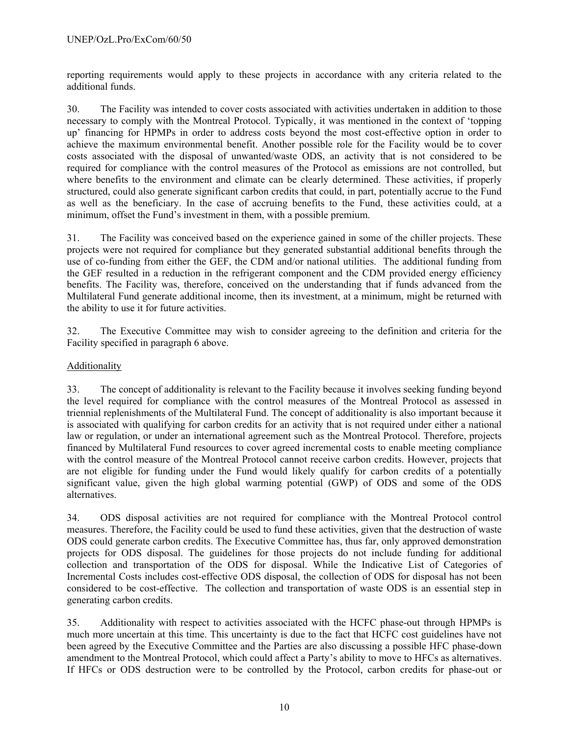reporting requirements would apply to these projects in accordance with any criteria related to the additional funds.

30. The Facility was intended to cover costs associated with activities undertaken in addition to those necessary to comply with the Montreal Protocol. Typically, it was mentioned in the context of 'topping up' financing for HPMPs in order to address costs beyond the most cost-effective option in order to achieve the maximum environmental benefit. Another possible role for the Facility would be to cover costs associated with the disposal of unwanted/waste ODS, an activity that is not considered to be required for compliance with the control measures of the Protocol as emissions are not controlled, but where benefits to the environment and climate can be clearly determined. These activities, if properly structured, could also generate significant carbon credits that could, in part, potentially accrue to the Fund as well as the beneficiary. In the case of accruing benefits to the Fund, these activities could, at a minimum, offset the Fund's investment in them, with a possible premium.

31. The Facility was conceived based on the experience gained in some of the chiller projects. These projects were not required for compliance but they generated substantial additional benefits through the use of co-funding from either the GEF, the CDM and/or national utilities. The additional funding from the GEF resulted in a reduction in the refrigerant component and the CDM provided energy efficiency benefits. The Facility was, therefore, conceived on the understanding that if funds advanced from the Multilateral Fund generate additional income, then its investment, at a minimum, might be returned with the ability to use it for future activities.

32. The Executive Committee may wish to consider agreeing to the definition and criteria for the Facility specified in paragraph 6 above.

Additionality

33. The concept of additionality is relevant to the Facility because it involves seeking funding beyond the level required for compliance with the control measures of the Montreal Protocol as assessed in triennial replenishments of the Multilateral Fund. The concept of additionality is also important because it is associated with qualifying for carbon credits for an activity that is not required under either a national law or regulation, or under an international agreement such as the Montreal Protocol. Therefore, projects financed by Multilateral Fund resources to cover agreed incremental costs to enable meeting compliance with the control measure of the Montreal Protocol cannot receive carbon credits. However, projects that are not eligible for funding under the Fund would likely qualify for carbon credits of a potentially significant value, given the high global warming potential (GWP) of ODS and some of the ODS alternatives.

34. ODS disposal activities are not required for compliance with the Montreal Protocol control measures. Therefore, the Facility could be used to fund these activities, given that the destruction of waste ODS could generate carbon credits. The Executive Committee has, thus far, only approved demonstration projects for ODS disposal. The guidelines for those projects do not include funding for additional collection and transportation of the ODS for disposal. While the Indicative List of Categories of Incremental Costs includes cost-effective ODS disposal, the collection of ODS for disposal has not been considered to be cost-effective. The collection and transportation of waste ODS is an essential step in generating carbon credits.

35. Additionality with respect to activities associated with the HCFC phase-out through HPMPs is much more uncertain at this time. This uncertainty is due to the fact that HCFC cost guidelines have not been agreed by the Executive Committee and the Parties are also discussing a possible HFC phase-down amendment to the Montreal Protocol, which could affect a Party's ability to move to HFCs as alternatives. If HFCs or ODS destruction were to be controlled by the Protocol, carbon credits for phase-out or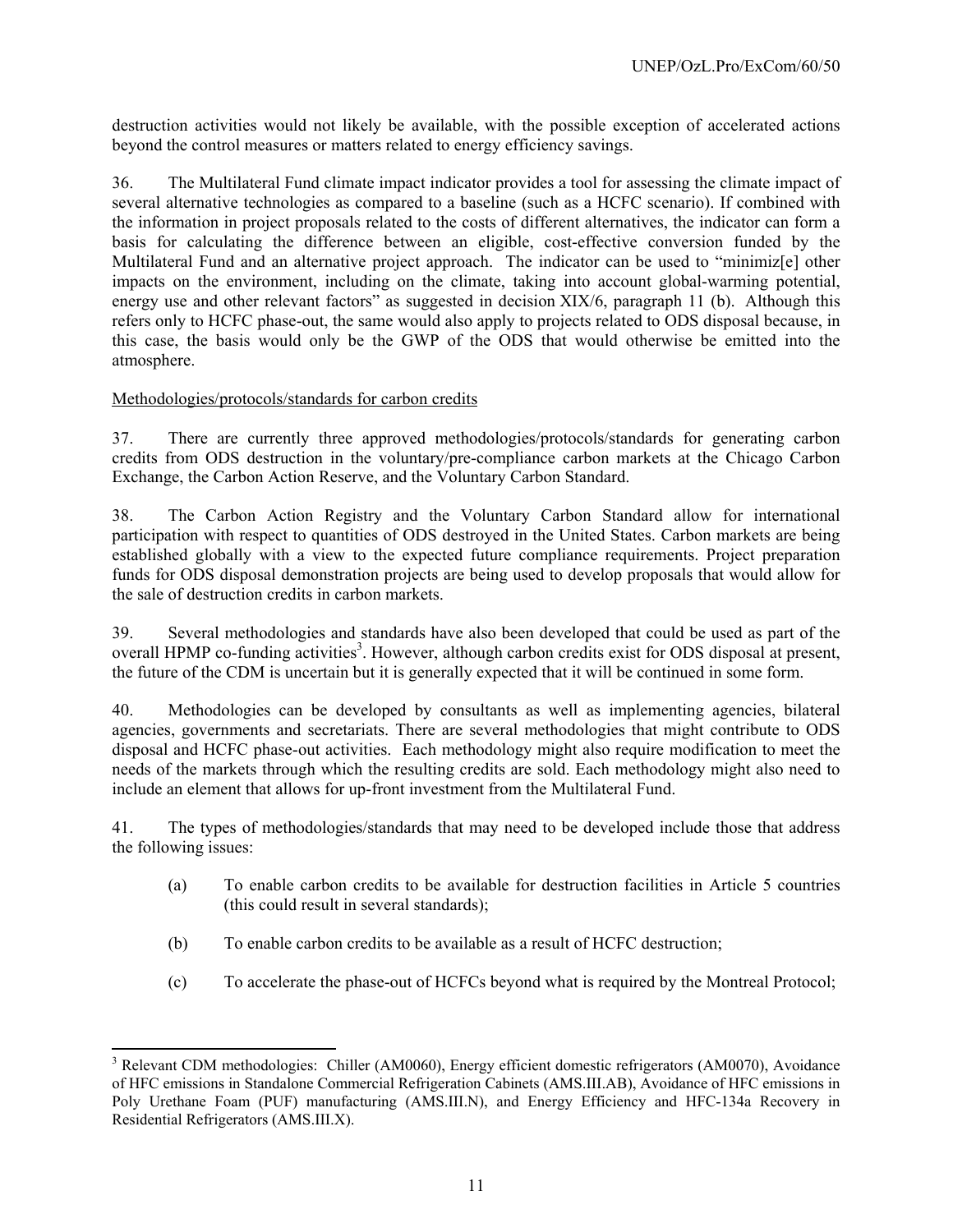destruction activities would not likely be available, with the possible exception of accelerated actions beyond the control measures or matters related to energy efficiency savings.

36. The Multilateral Fund climate impact indicator provides a tool for assessing the climate impact of several alternative technologies as compared to a baseline (such as a HCFC scenario). If combined with the information in project proposals related to the costs of different alternatives, the indicator can form a basis for calculating the difference between an eligible, cost-effective conversion funded by the Multilateral Fund and an alternative project approach. The indicator can be used to "minimiz[e] other impacts on the environment, including on the climate, taking into account global-warming potential, energy use and other relevant factors" as suggested in decision XIX/6, paragraph 11 (b). Although this refers only to HCFC phase-out, the same would also apply to projects related to ODS disposal because, in this case, the basis would only be the GWP of the ODS that would otherwise be emitted into the atmosphere.

Methodologies/protocols/standards for carbon credits

37. There are currently three approved methodologies/protocols/standards for generating carbon credits from ODS destruction in the voluntary/pre-compliance carbon markets at the Chicago Carbon Exchange, the Carbon Action Reserve, and the Voluntary Carbon Standard.

38. The Carbon Action Registry and the Voluntary Carbon Standard allow for international participation with respect to quantities of ODS destroyed in the United States. Carbon markets are being established globally with a view to the expected future compliance requirements. Project preparation funds for ODS disposal demonstration projects are being used to develop proposals that would allow for the sale of destruction credits in carbon markets.

39. Several methodologies and standards have also been developed that could be used as part of the overall HPMP co-funding activities[3]. However, although carbon credits exist for ODS disposal at present, the future of the CDM is uncertain but it is generally expected that it will be continued in some form.

40. Methodologies can be developed by consultants as well as implementing agencies, bilateral agencies, governments and secretariats. There are several methodologies that might contribute to ODS disposal and HCFC phase-out activities. Each methodology might also require modification to meet the needs of the markets through which the resulting credits are sold. Each methodology might also need to include an element that allows for up-front investment from the Multilateral Fund.

41. The types of methodologies/standards that may need to be developed include those that address the following issues:

(a) To enable carbon credits to be available for destruction facilities in Article 5 countries (this could result in several standards);

(b) To enable carbon credits to be available as a result of HCFC destruction;

(c) To accelerate the phase-out of HCFCs beyond what is required by the Montreal Protocol;

---

[3] Relevant CDM methodologies: Chiller (AM0060), Energy efficient domestic refrigerators (AM0070), Avoidance of HFC emissions in Standalone Commercial Refrigeration Cabinets (AMS.III.AB), Avoidance of HFC emissions in Poly Urethane Foam (PUF) manufacturing (AMS.III.N), and Energy Efficiency and HFC-134a Recovery in Residential Refrigerators (AMS.III.X).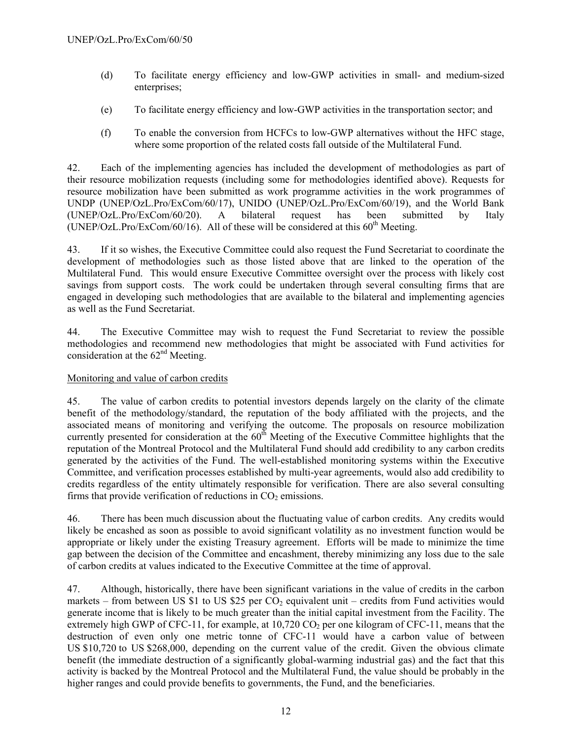(d) To facilitate energy efficiency and low-GWP activities in small- and medium-sized enterprises;

(e) To facilitate energy efficiency and low-GWP activities in the transportation sector; and

(f) To enable the conversion from HCFCs to low-GWP alternatives without the HFC stage, where some proportion of the related costs fall outside of the Multilateral Fund.

42. Each of the implementing agencies has included the development of methodologies as part of their resource mobilization requests (including some for methodologies identified above). Requests for resource mobilization have been submitted as work programme activities in the work programmes of UNDP (UNEP/OzL.Pro/ExCom/60/17), UNIDO (UNEP/OzL.Pro/ExCom/60/19), and the World Bank (UNEP/OzL.Pro/ExCom/60/20). A bilateral request has been submitted by Italy (UNEP/OzL.Pro/ExCom/60/16). All of these will be considered at this 60th Meeting.

43. If it so wishes, the Executive Committee could also request the Fund Secretariat to coordinate the development of methodologies such as those listed above that are linked to the operation of the Multilateral Fund. This would ensure Executive Committee oversight over the process with likely cost savings from support costs. The work could be undertaken through several consulting firms that are engaged in developing such methodologies that are available to the bilateral and implementing agencies as well as the Fund Secretariat.

44. The Executive Committee may wish to request the Fund Secretariat to review the possible methodologies and recommend new methodologies that might be associated with Fund activities for consideration at the 62nd Meeting.

Monitoring and value of carbon credits

45. The value of carbon credits to potential investors depends largely on the clarity of the climate benefit of the methodology/standard, the reputation of the body affiliated with the projects, and the associated means of monitoring and verifying the outcome. The proposals on resource mobilization currently presented for consideration at the 60th Meeting of the Executive Committee highlights that the reputation of the Montreal Protocol and the Multilateral Fund should add credibility to any carbon credits generated by the activities of the Fund. The well-established monitoring systems within the Executive Committee, and verification processes established by multi-year agreements, would also add credibility to credits regardless of the entity ultimately responsible for verification. There are also several consulting firms that provide verification of reductions in $CO_2$ emissions.

46. There has been much discussion about the fluctuating value of carbon credits. Any credits would likely be encashed as soon as possible to avoid significant volatility as no investment function would be appropriate or likely under the existing Treasury agreement. Efforts will be made to minimize the time gap between the decision of the Committee and encashment, thereby minimizing any loss due to the sale of carbon credits at values indicated to the Executive Committee at the time of approval.

47. Although, historically, there have been significant variations in the value of credits in the carbon markets – from between US $1 to US $25 per $CO_2$ equivalent unit – credits from Fund activities would generate income that is likely to be much greater than the initial capital investment from the Facility. The extremely high GWP of CFC-11, for example, at 10,720 $CO_2$ per one kilogram of CFC-11, means that the destruction of even only one metric tonne of CFC-11 would have a carbon value of between US $10,720 to US $268,000, depending on the current value of the credit. Given the obvious climate benefit (the immediate destruction of a significantly global-warming industrial gas) and the fact that this activity is backed by the Montreal Protocol and the Multilateral Fund, the value should be probably in the higher ranges and could provide benefits to governments, the Fund, and the beneficiaries.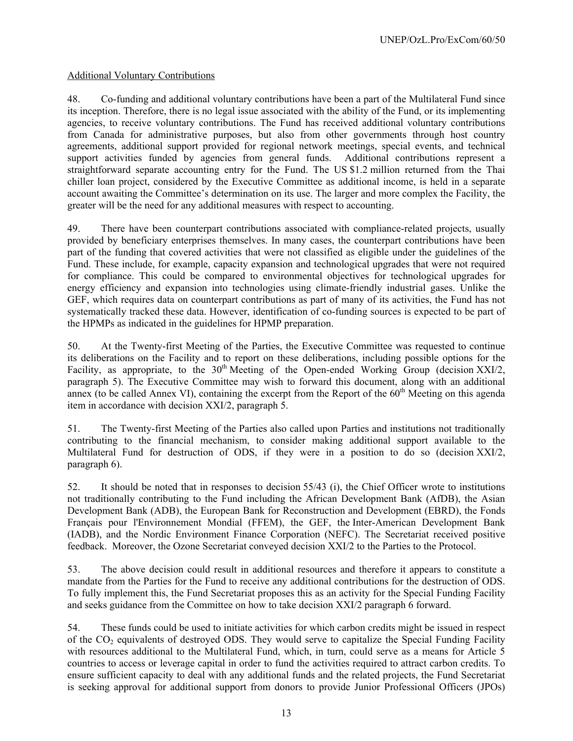Additional Voluntary Contributions

48. Co-funding and additional voluntary contributions have been a part of the Multilateral Fund since its inception. Therefore, there is no legal issue associated with the ability of the Fund, or its implementing agencies, to receive voluntary contributions. The Fund has received additional voluntary contributions from Canada for administrative purposes, but also from other governments through host country agreements, additional support provided for regional network meetings, special events, and technical support activities funded by agencies from general funds. Additional contributions represent a straightforward separate accounting entry for the Fund. The US $1.2 million returned from the Thai chiller loan project, considered by the Executive Committee as additional income, is held in a separate account awaiting the Committee's determination on its use. The larger and more complex the Facility, the greater will be the need for any additional measures with respect to accounting.

49. There have been counterpart contributions associated with compliance-related projects, usually provided by beneficiary enterprises themselves. In many cases, the counterpart contributions have been part of the funding that covered activities that were not classified as eligible under the guidelines of the Fund. These include, for example, capacity expansion and technological upgrades that were not required for compliance. This could be compared to environmental objectives for technological upgrades for energy efficiency and expansion into technologies using climate-friendly industrial gases. Unlike the GEF, which requires data on counterpart contributions as part of many of its activities, the Fund has not systematically tracked these data. However, identification of co-funding sources is expected to be part of the HPMPs as indicated in the guidelines for HPMP preparation.

50. At the Twenty-first Meeting of the Parties, the Executive Committee was requested to continue its deliberations on the Facility and to report on these deliberations, including possible options for the Facility, as appropriate, to the 30th Meeting of the Open-ended Working Group (decision XXI/2, paragraph 5). The Executive Committee may wish to forward this document, along with an additional annex (to be called Annex VI), containing the excerpt from the Report of the 60th Meeting on this agenda item in accordance with decision XXI/2, paragraph 5.

51. The Twenty-first Meeting of the Parties also called upon Parties and institutions not traditionally contributing to the financial mechanism, to consider making additional support available to the Multilateral Fund for destruction of ODS, if they were in a position to do so (decision XXI/2, paragraph 6).

52. It should be noted that in responses to decision 55/43 (i), the Chief Officer wrote to institutions not traditionally contributing to the Fund including the African Development Bank (AfDB), the Asian Development Bank (ADB), the European Bank for Reconstruction and Development (EBRD), the Fonds Français pour l'Environnement Mondial (FFEM), the GEF, the Inter-American Development Bank (IADB), and the Nordic Environment Finance Corporation (NEFC). The Secretariat received positive feedback. Moreover, the Ozone Secretariat conveyed decision XXI/2 to the Parties to the Protocol.

53. The above decision could result in additional resources and therefore it appears to constitute a mandate from the Parties for the Fund to receive any additional contributions for the destruction of ODS. To fully implement this, the Fund Secretariat proposes this as an activity for the Special Funding Facility and seeks guidance from the Committee on how to take decision XXI/2 paragraph 6 forward.

54. These funds could be used to initiate activities for which carbon credits might be issued in respect of the $CO_2$ equivalents of destroyed ODS. They would serve to capitalize the Special Funding Facility with resources additional to the Multilateral Fund, which, in turn, could serve as a means for Article 5 countries to access or leverage capital in order to fund the activities required to attract carbon credits. To ensure sufficient capacity to deal with any additional funds and the related projects, the Fund Secretariat is seeking approval for additional support from donors to provide Junior Professional Officers (JPOs)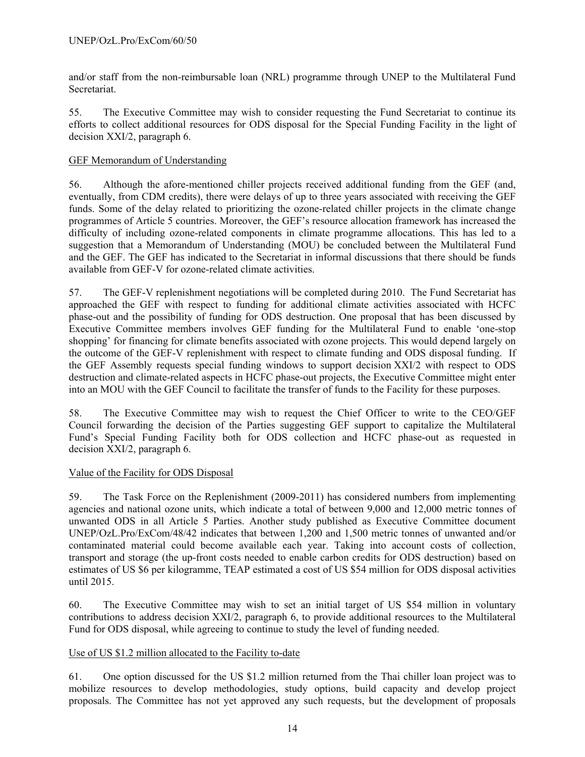and/or staff from the non-reimbursable loan (NRL) programme through UNEP to the Multilateral Fund Secretariat.

55. The Executive Committee may wish to consider requesting the Fund Secretariat to continue its efforts to collect additional resources for ODS disposal for the Special Funding Facility in the light of decision XXI/2, paragraph 6.

GEF Memorandum of Understanding

56. Although the afore-mentioned chiller projects received additional funding from the GEF (and, eventually, from CDM credits), there were delays of up to three years associated with receiving the GEF funds. Some of the delay related to prioritizing the ozone-related chiller projects in the climate change programmes of Article 5 countries. Moreover, the GEF's resource allocation framework has increased the difficulty of including ozone-related components in climate programme allocations. This has led to a suggestion that a Memorandum of Understanding (MOU) be concluded between the Multilateral Fund and the GEF. The GEF has indicated to the Secretariat in informal discussions that there should be funds available from GEF-V for ozone-related climate activities.

57. The GEF-V replenishment negotiations will be completed during 2010. The Fund Secretariat has approached the GEF with respect to funding for additional climate activities associated with HCFC phase-out and the possibility of funding for ODS destruction. One proposal that has been discussed by Executive Committee members involves GEF funding for the Multilateral Fund to enable 'one-stop shopping' for financing for climate benefits associated with ozone projects. This would depend largely on the outcome of the GEF-V replenishment with respect to climate funding and ODS disposal funding. If the GEF Assembly requests special funding windows to support decision XXI/2 with respect to ODS destruction and climate-related aspects in HCFC phase-out projects, the Executive Committee might enter into an MOU with the GEF Council to facilitate the transfer of funds to the Facility for these purposes.

58. The Executive Committee may wish to request the Chief Officer to write to the CEO/GEF Council forwarding the decision of the Parties suggesting GEF support to capitalize the Multilateral Fund's Special Funding Facility both for ODS collection and HCFC phase-out as requested in decision XXI/2, paragraph 6.

Value of the Facility for ODS Disposal

59. The Task Force on the Replenishment (2009-2011) has considered numbers from implementing agencies and national ozone units, which indicate a total of between 9,000 and 12,000 metric tonnes of unwanted ODS in all Article 5 Parties. Another study published as Executive Committee document UNEP/OzL.Pro/ExCom/48/42 indicates that between 1,200 and 1,500 metric tonnes of unwanted and/or contaminated material could become available each year. Taking into account costs of collection, transport and storage (the up-front costs needed to enable carbon credits for ODS destruction) based on estimates of US $6 per kilogramme, TEAP estimated a cost of US $54 million for ODS disposal activities until 2015.

60. The Executive Committee may wish to set an initial target of US $54 million in voluntary contributions to address decision XXI/2, paragraph 6, to provide additional resources to the Multilateral Fund for ODS disposal, while agreeing to continue to study the level of funding needed.

Use of US $1.2 million allocated to the Facility to-date

61. One option discussed for the US $1.2 million returned from the Thai chiller loan project was to mobilize resources to develop methodologies, study options, build capacity and develop project proposals. The Committee has not yet approved any such requests, but the development of proposals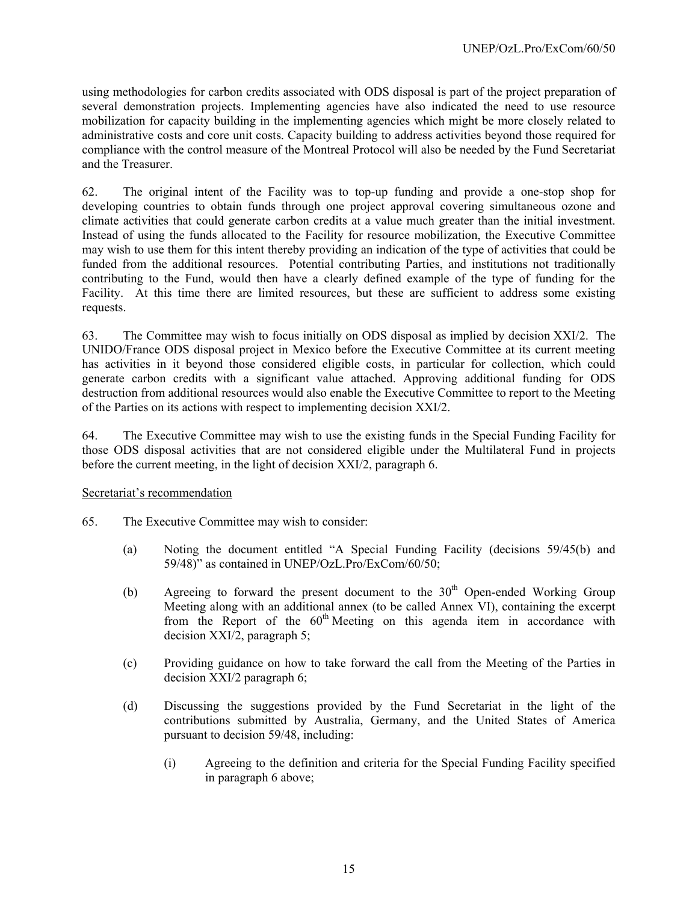using methodologies for carbon credits associated with ODS disposal is part of the project preparation of several demonstration projects. Implementing agencies have also indicated the need to use resource mobilization for capacity building in the implementing agencies which might be more closely related to administrative costs and core unit costs. Capacity building to address activities beyond those required for compliance with the control measure of the Montreal Protocol will also be needed by the Fund Secretariat and the Treasurer.

62. The original intent of the Facility was to top-up funding and provide a one-stop shop for developing countries to obtain funds through one project approval covering simultaneous ozone and climate activities that could generate carbon credits at a value much greater than the initial investment. Instead of using the funds allocated to the Facility for resource mobilization, the Executive Committee may wish to use them for this intent thereby providing an indication of the type of activities that could be funded from the additional resources. Potential contributing Parties, and institutions not traditionally contributing to the Fund, would then have a clearly defined example of the type of funding for the Facility. At this time there are limited resources, but these are sufficient to address some existing requests.

63. The Committee may wish to focus initially on ODS disposal as implied by decision XXI/2. The UNIDO/France ODS disposal project in Mexico before the Executive Committee at its current meeting has activities in it beyond those considered eligible costs, in particular for collection, which could generate carbon credits with a significant value attached. Approving additional funding for ODS destruction from additional resources would also enable the Executive Committee to report to the Meeting of the Parties on its actions with respect to implementing decision XXI/2.

64. The Executive Committee may wish to use the existing funds in the Special Funding Facility for those ODS disposal activities that are not considered eligible under the Multilateral Fund in projects before the current meeting, in the light of decision XXI/2, paragraph 6.

Secretariat's recommendation

65. The Executive Committee may wish to consider:

(a) Noting the document entitled "A Special Funding Facility (decisions 59/45(b) and 59/48)" as contained in UNEP/OzL.Pro/ExCom/60/50;

(b) Agreeing to forward the present document to the 30th Open-ended Working Group Meeting along with an additional annex (to be called Annex VI), containing the excerpt from the Report of the 60th Meeting on this agenda item in accordance with decision XXI/2, paragraph 5;

(c) Providing guidance on how to take forward the call from the Meeting of the Parties in decision XXI/2 paragraph 6;

(d) Discussing the suggestions provided by the Fund Secretariat in the light of the contributions submitted by Australia, Germany, and the United States of America pursuant to decision 59/48, including:

(i) Agreeing to the definition and criteria for the Special Funding Facility specified in paragraph 6 above;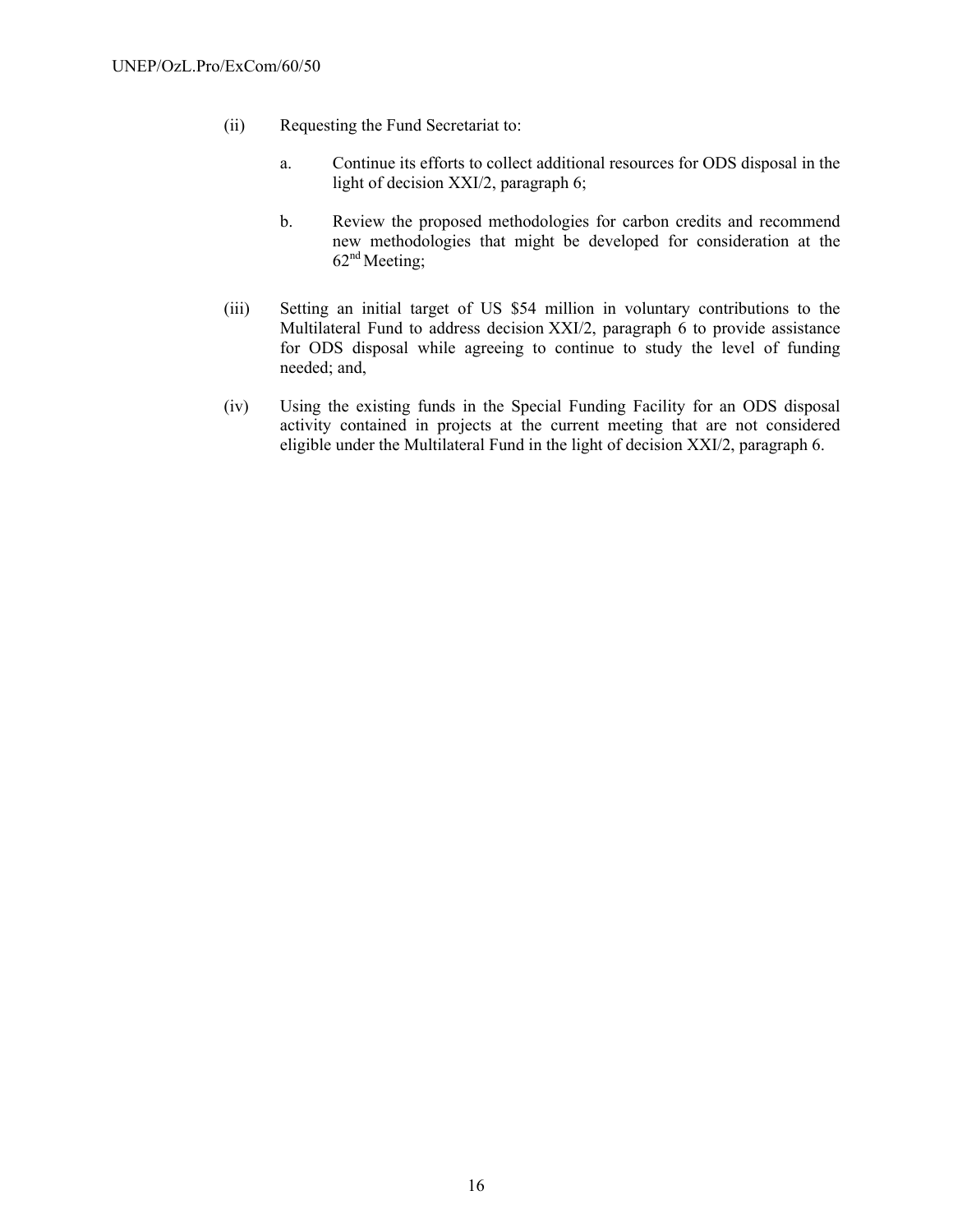(ii) Requesting the Fund Secretariat to:

   a. Continue its efforts to collect additional resources for ODS disposal in the light of decision XXI/2, paragraph 6;

   b. Review the proposed methodologies for carbon credits and recommend new methodologies that might be developed for consideration at the 62nd Meeting;

(iii) Setting an initial target of US $54 million in voluntary contributions to the Multilateral Fund to address decision XXI/2, paragraph 6 to provide assistance for ODS disposal while agreeing to continue to study the level of funding needed; and,

(iv) Using the existing funds in the Special Funding Facility for an ODS disposal activity contained in projects at the current meeting that are not considered eligible under the Multilateral Fund in the light of decision XXI/2, paragraph 6.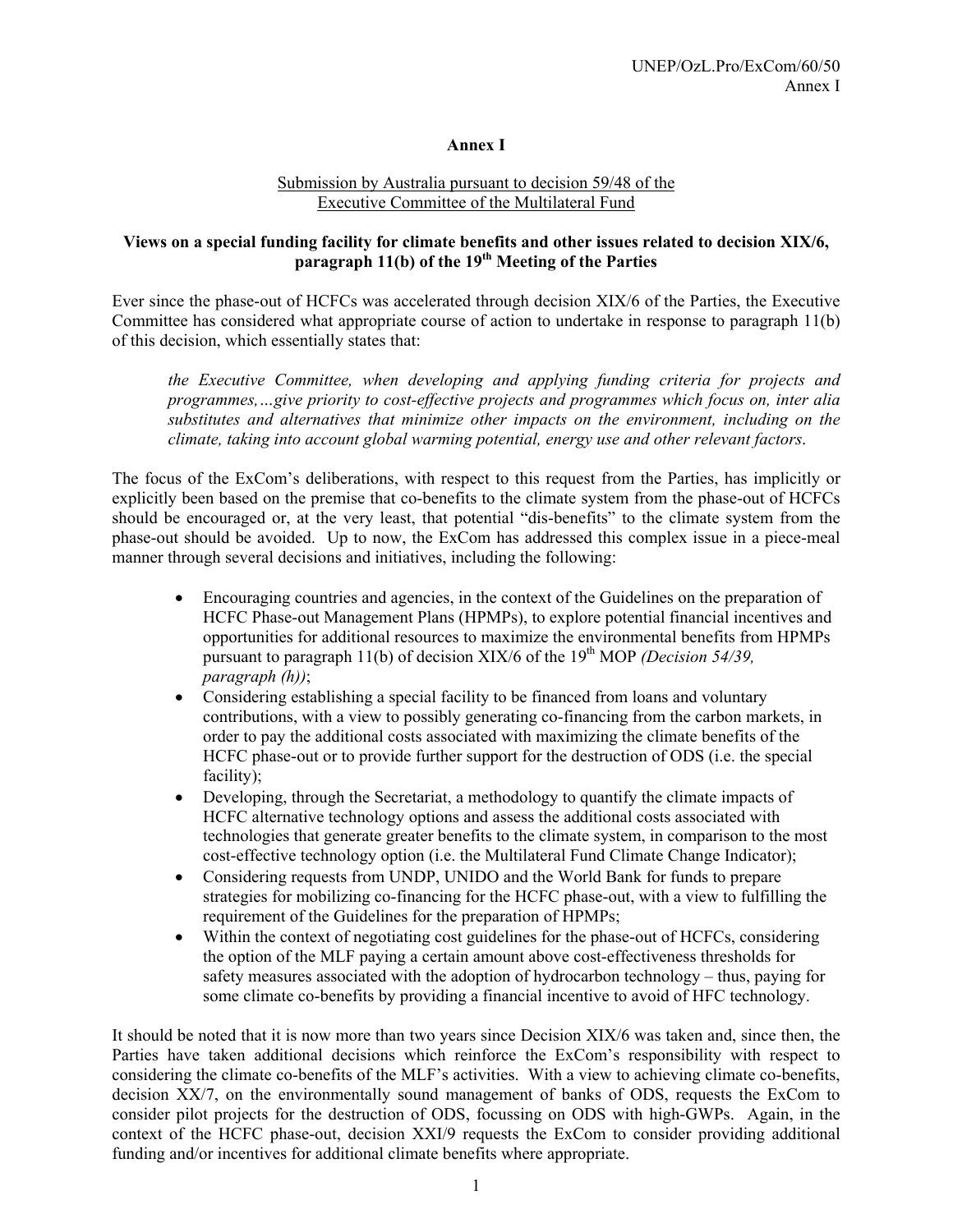# Annex I

Submission by Australia pursuant to decision 59/48 of the Executive Committee of the Multilateral Fund

**Views on a special funding facility for climate benefits and other issues related to decision XIX/6, paragraph 11(b) of the 19th Meeting of the Parties**

Ever since the phase-out of HCFCs was accelerated through decision XIX/6 of the Parties, the Executive Committee has considered what appropriate course of action to undertake in response to paragraph 11(b) of this decision, which essentially states that:

> *the Executive Committee, when developing and applying funding criteria for projects and programmes,…give priority to cost-effective projects and programmes which focus on, inter alia substitutes and alternatives that minimize other impacts on the environment, including on the climate, taking into account global warming potential, energy use and other relevant factors.*

The focus of the ExCom's deliberations, with respect to this request from the Parties, has implicitly or explicitly been based on the premise that co-benefits to the climate system from the phase-out of HCFCs should be encouraged or, at the very least, that potential "dis-benefits" to the climate system from the phase-out should be avoided. Up to now, the ExCom has addressed this complex issue in a piece-meal manner through several decisions and initiatives, including the following:

- Encouraging countries and agencies, in the context of the Guidelines on the preparation of HCFC Phase-out Management Plans (HPMPs), to explore potential financial incentives and opportunities for additional resources to maximize the environmental benefits from HPMPs pursuant to paragraph 11(b) of decision XIX/6 of the 19th MOP *(Decision 54/39, paragraph (h))*;
- Considering establishing a special facility to be financed from loans and voluntary contributions, with a view to possibly generating co-financing from the carbon markets, in order to pay the additional costs associated with maximizing the climate benefits of the HCFC phase-out or to provide further support for the destruction of ODS (i.e. the special facility);
- Developing, through the Secretariat, a methodology to quantify the climate impacts of HCFC alternative technology options and assess the additional costs associated with technologies that generate greater benefits to the climate system, in comparison to the most cost-effective technology option (i.e. the Multilateral Fund Climate Change Indicator);
- Considering requests from UNDP, UNIDO and the World Bank for funds to prepare strategies for mobilizing co-financing for the HCFC phase-out, with a view to fulfilling the requirement of the Guidelines for the preparation of HPMPs;
- Within the context of negotiating cost guidelines for the phase-out of HCFCs, considering the option of the MLF paying a certain amount above cost-effectiveness thresholds for safety measures associated with the adoption of hydrocarbon technology – thus, paying for some climate co-benefits by providing a financial incentive to avoid of HFC technology.

It should be noted that it is now more than two years since Decision XIX/6 was taken and, since then, the Parties have taken additional decisions which reinforce the ExCom's responsibility with respect to considering the climate co-benefits of the MLF's activities. With a view to achieving climate co-benefits, decision XX/7, on the environmentally sound management of banks of ODS, requests the ExCom to consider pilot projects for the destruction of ODS, focussing on ODS with high-GWPs. Again, in the context of the HCFC phase-out, decision XXI/9 requests the ExCom to consider providing additional funding and/or incentives for additional climate benefits where appropriate.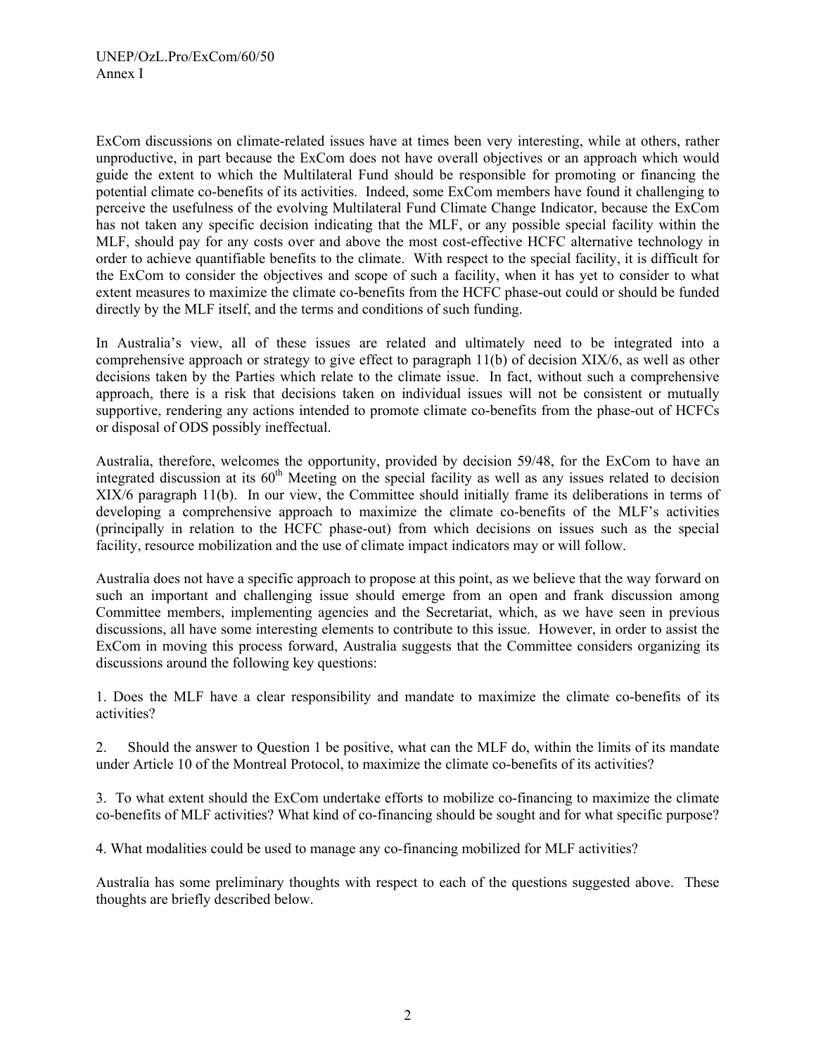ExCom discussions on climate-related issues have at times been very interesting, while at others, rather unproductive, in part because the ExCom does not have overall objectives or an approach which would guide the extent to which the Multilateral Fund should be responsible for promoting or financing the potential climate co-benefits of its activities. Indeed, some ExCom members have found it challenging to perceive the usefulness of the evolving Multilateral Fund Climate Change Indicator, because the ExCom has not taken any specific decision indicating that the MLF, or any possible special facility within the MLF, should pay for any costs over and above the most cost-effective HCFC alternative technology in order to achieve quantifiable benefits to the climate. With respect to the special facility, it is difficult for the ExCom to consider the objectives and scope of such a facility, when it has yet to consider to what extent measures to maximize the climate co-benefits from the HCFC phase-out could or should be funded directly by the MLF itself, and the terms and conditions of such funding.

In Australia's view, all of these issues are related and ultimately need to be integrated into a comprehensive approach or strategy to give effect to paragraph 11(b) of decision XIX/6, as well as other decisions taken by the Parties which relate to the climate issue. In fact, without such a comprehensive approach, there is a risk that decisions taken on individual issues will not be consistent or mutually supportive, rendering any actions intended to promote climate co-benefits from the phase-out of HCFCs or disposal of ODS possibly ineffectual.

Australia, therefore, welcomes the opportunity, provided by decision 59/48, for the ExCom to have an integrated discussion at its 60th Meeting on the special facility as well as any issues related to decision XIX/6 paragraph 11(b). In our view, the Committee should initially frame its deliberations in terms of developing a comprehensive approach to maximize the climate co-benefits of the MLF's activities (principally in relation to the HCFC phase-out) from which decisions on issues such as the special facility, resource mobilization and the use of climate impact indicators may or will follow.

Australia does not have a specific approach to propose at this point, as we believe that the way forward on such an important and challenging issue should emerge from an open and frank discussion among Committee members, implementing agencies and the Secretariat, which, as we have seen in previous discussions, all have some interesting elements to contribute to this issue. However, in order to assist the ExCom in moving this process forward, Australia suggests that the Committee considers organizing its discussions around the following key questions:

1. Does the MLF have a clear responsibility and mandate to maximize the climate co-benefits of its activities?

2. Should the answer to Question 1 be positive, what can the MLF do, within the limits of its mandate under Article 10 of the Montreal Protocol, to maximize the climate co-benefits of its activities?

3. To what extent should the ExCom undertake efforts to mobilize co-financing to maximize the climate co-benefits of MLF activities? What kind of co-financing should be sought and for what specific purpose?

4. What modalities could be used to manage any co-financing mobilized for MLF activities?

Australia has some preliminary thoughts with respect to each of the questions suggested above. These thoughts are briefly described below.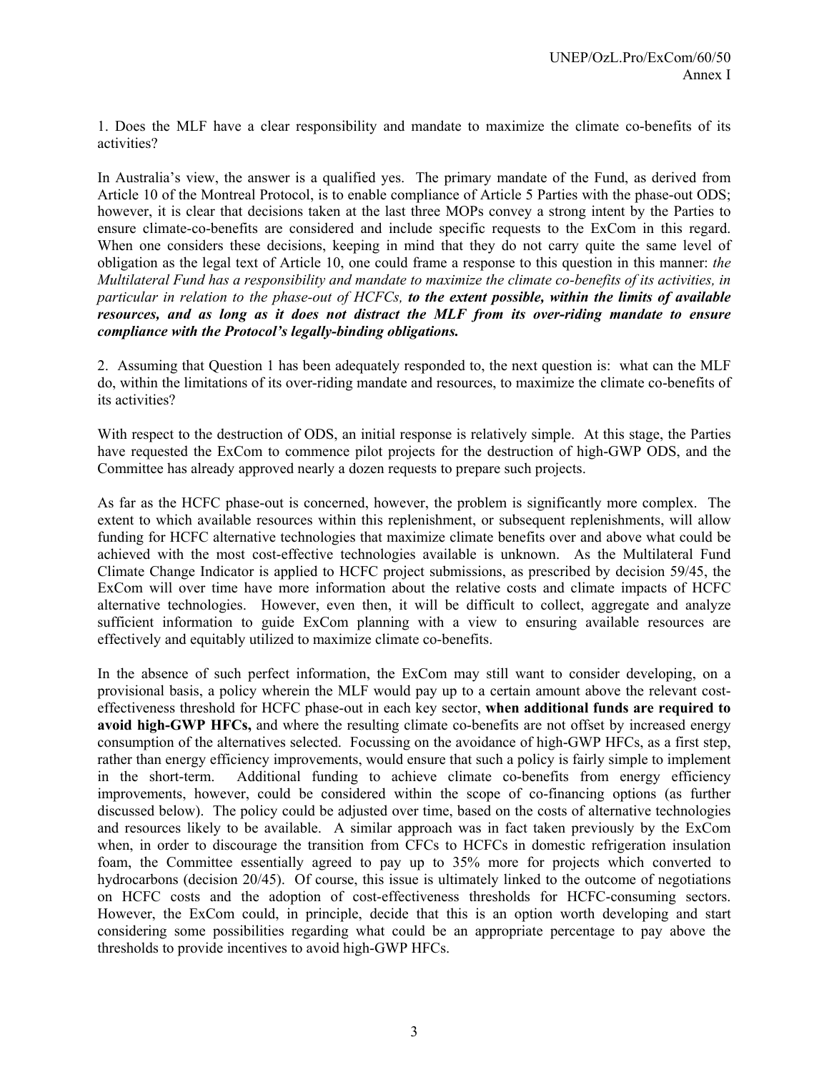1. Does the MLF have a clear responsibility and mandate to maximize the climate co-benefits of its activities?

In Australia's view, the answer is a qualified yes. The primary mandate of the Fund, as derived from Article 10 of the Montreal Protocol, is to enable compliance of Article 5 Parties with the phase-out ODS; however, it is clear that decisions taken at the last three MOPs convey a strong intent by the Parties to ensure climate-co-benefits are considered and include specific requests to the ExCom in this regard. When one considers these decisions, keeping in mind that they do not carry quite the same level of obligation as the legal text of Article 10, one could frame a response to this question in this manner: *the Multilateral Fund has a responsibility and mandate to maximize the climate co-benefits of its activities, in particular in relation to the phase-out of HCFCs,* ***to the extent possible, within the limits of available resources, and as long as it does not distract the MLF from its over-riding mandate to ensure compliance with the Protocol's legally-binding obligations.***

2. Assuming that Question 1 has been adequately responded to, the next question is: what can the MLF do, within the limitations of its over-riding mandate and resources, to maximize the climate co-benefits of its activities?

With respect to the destruction of ODS, an initial response is relatively simple. At this stage, the Parties have requested the ExCom to commence pilot projects for the destruction of high-GWP ODS, and the Committee has already approved nearly a dozen requests to prepare such projects.

As far as the HCFC phase-out is concerned, however, the problem is significantly more complex. The extent to which available resources within this replenishment, or subsequent replenishments, will allow funding for HCFC alternative technologies that maximize climate benefits over and above what could be achieved with the most cost-effective technologies available is unknown. As the Multilateral Fund Climate Change Indicator is applied to HCFC project submissions, as prescribed by decision 59/45, the ExCom will over time have more information about the relative costs and climate impacts of HCFC alternative technologies. However, even then, it will be difficult to collect, aggregate and analyze sufficient information to guide ExCom planning with a view to ensuring available resources are effectively and equitably utilized to maximize climate co-benefits.

In the absence of such perfect information, the ExCom may still want to consider developing, on a provisional basis, a policy wherein the MLF would pay up to a certain amount above the relevant cost-effectiveness threshold for HCFC phase-out in each key sector, **when additional funds are required to avoid high-GWP HFCs,** and where the resulting climate co-benefits are not offset by increased energy consumption of the alternatives selected. Focussing on the avoidance of high-GWP HFCs, as a first step, rather than energy efficiency improvements, would ensure that such a policy is fairly simple to implement in the short-term. Additional funding to achieve climate co-benefits from energy efficiency improvements, however, could be considered within the scope of co-financing options (as further discussed below). The policy could be adjusted over time, based on the costs of alternative technologies and resources likely to be available. A similar approach was in fact taken previously by the ExCom when, in order to discourage the transition from CFCs to HCFCs in domestic refrigeration insulation foam, the Committee essentially agreed to pay up to 35% more for projects which converted to hydrocarbons (decision 20/45). Of course, this issue is ultimately linked to the outcome of negotiations on HCFC costs and the adoption of cost-effectiveness thresholds for HCFC-consuming sectors. However, the ExCom could, in principle, decide that this is an option worth developing and start considering some possibilities regarding what could be an appropriate percentage to pay above the thresholds to provide incentives to avoid high-GWP HFCs.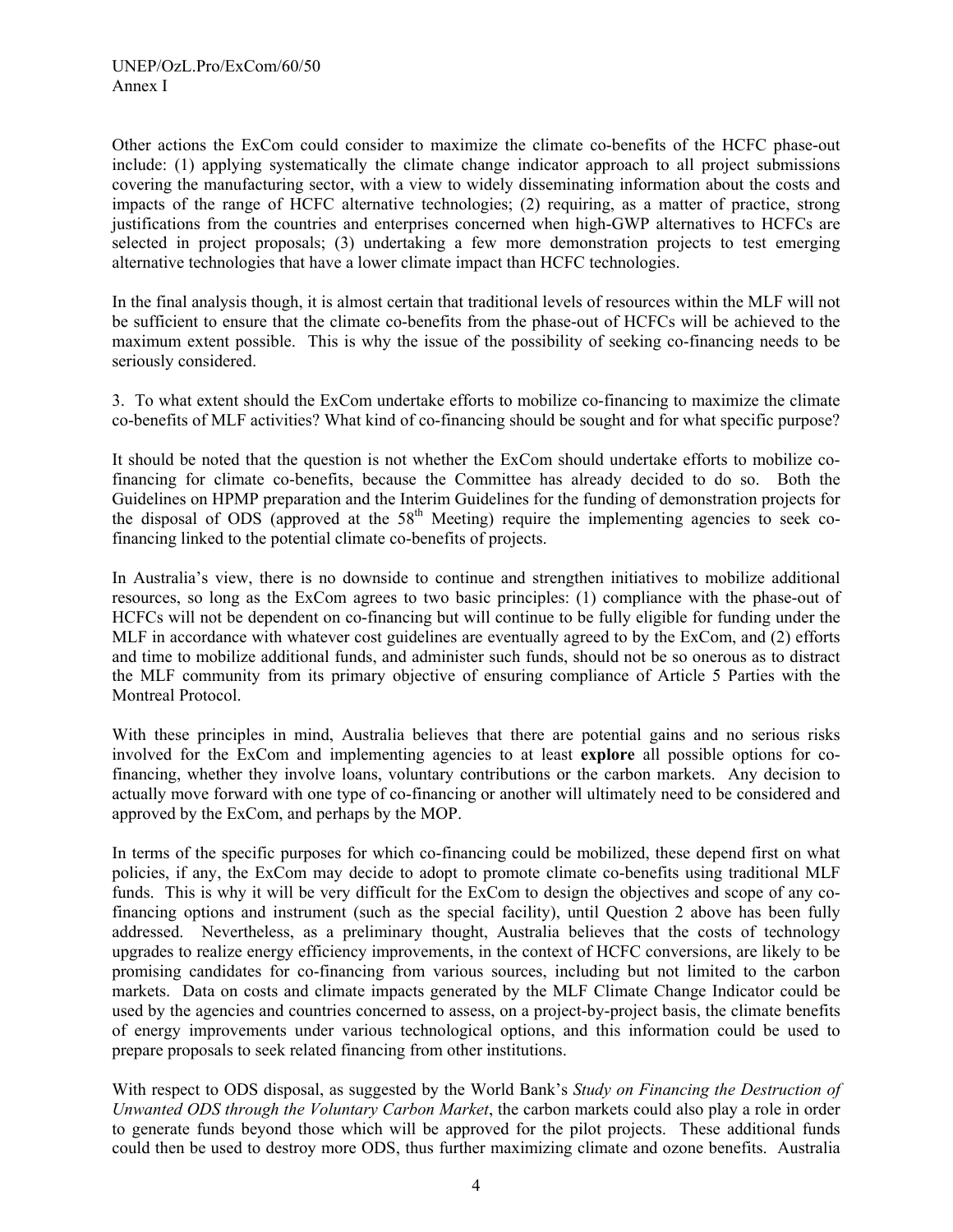Other actions the ExCom could consider to maximize the climate co-benefits of the HCFC phase-out include: (1) applying systematically the climate change indicator approach to all project submissions covering the manufacturing sector, with a view to widely disseminating information about the costs and impacts of the range of HCFC alternative technologies; (2) requiring, as a matter of practice, strong justifications from the countries and enterprises concerned when high-GWP alternatives to HCFCs are selected in project proposals; (3) undertaking a few more demonstration projects to test emerging alternative technologies that have a lower climate impact than HCFC technologies.

In the final analysis though, it is almost certain that traditional levels of resources within the MLF will not be sufficient to ensure that the climate co-benefits from the phase-out of HCFCs will be achieved to the maximum extent possible. This is why the issue of the possibility of seeking co-financing needs to be seriously considered.

3. To what extent should the ExCom undertake efforts to mobilize co-financing to maximize the climate co-benefits of MLF activities? What kind of co-financing should be sought and for what specific purpose?

It should be noted that the question is not whether the ExCom should undertake efforts to mobilize co-financing for climate co-benefits, because the Committee has already decided to do so. Both the Guidelines on HPMP preparation and the Interim Guidelines for the funding of demonstration projects for the disposal of ODS (approved at the 58th Meeting) require the implementing agencies to seek co-financing linked to the potential climate co-benefits of projects.

In Australia's view, there is no downside to continue and strengthen initiatives to mobilize additional resources, so long as the ExCom agrees to two basic principles: (1) compliance with the phase-out of HCFCs will not be dependent on co-financing but will continue to be fully eligible for funding under the MLF in accordance with whatever cost guidelines are eventually agreed to by the ExCom, and (2) efforts and time to mobilize additional funds, and administer such funds, should not be so onerous as to distract the MLF community from its primary objective of ensuring compliance of Article 5 Parties with the Montreal Protocol.

With these principles in mind, Australia believes that there are potential gains and no serious risks involved for the ExCom and implementing agencies to at least **explore** all possible options for co-financing, whether they involve loans, voluntary contributions or the carbon markets. Any decision to actually move forward with one type of co-financing or another will ultimately need to be considered and approved by the ExCom, and perhaps by the MOP.

In terms of the specific purposes for which co-financing could be mobilized, these depend first on what policies, if any, the ExCom may decide to adopt to promote climate co-benefits using traditional MLF funds. This is why it will be very difficult for the ExCom to design the objectives and scope of any co-financing options and instrument (such as the special facility), until Question 2 above has been fully addressed. Nevertheless, as a preliminary thought, Australia believes that the costs of technology upgrades to realize energy efficiency improvements, in the context of HCFC conversions, are likely to be promising candidates for co-financing from various sources, including but not limited to the carbon markets. Data on costs and climate impacts generated by the MLF Climate Change Indicator could be used by the agencies and countries concerned to assess, on a project-by-project basis, the climate benefits of energy improvements under various technological options, and this information could be used to prepare proposals to seek related financing from other institutions.

With respect to ODS disposal, as suggested by the World Bank's *Study on Financing the Destruction of Unwanted ODS through the Voluntary Carbon Market*, the carbon markets could also play a role in order to generate funds beyond those which will be approved for the pilot projects. These additional funds could then be used to destroy more ODS, thus further maximizing climate and ozone benefits. Australia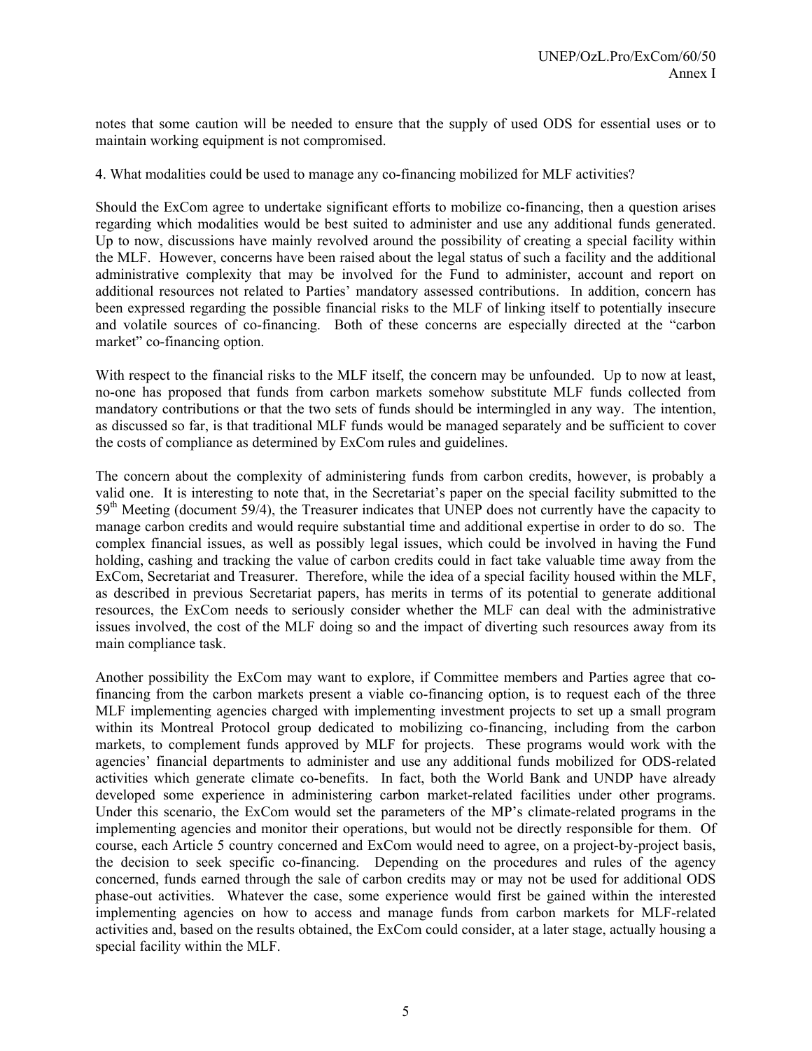notes that some caution will be needed to ensure that the supply of used ODS for essential uses or to maintain working equipment is not compromised.

4. What modalities could be used to manage any co-financing mobilized for MLF activities?

Should the ExCom agree to undertake significant efforts to mobilize co-financing, then a question arises regarding which modalities would be best suited to administer and use any additional funds generated. Up to now, discussions have mainly revolved around the possibility of creating a special facility within the MLF. However, concerns have been raised about the legal status of such a facility and the additional administrative complexity that may be involved for the Fund to administer, account and report on additional resources not related to Parties' mandatory assessed contributions. In addition, concern has been expressed regarding the possible financial risks to the MLF of linking itself to potentially insecure and volatile sources of co-financing. Both of these concerns are especially directed at the "carbon market" co-financing option.

With respect to the financial risks to the MLF itself, the concern may be unfounded. Up to now at least, no-one has proposed that funds from carbon markets somehow substitute MLF funds collected from mandatory contributions or that the two sets of funds should be intermingled in any way. The intention, as discussed so far, is that traditional MLF funds would be managed separately and be sufficient to cover the costs of compliance as determined by ExCom rules and guidelines.

The concern about the complexity of administering funds from carbon credits, however, is probably a valid one. It is interesting to note that, in the Secretariat's paper on the special facility submitted to the 59th Meeting (document 59/4), the Treasurer indicates that UNEP does not currently have the capacity to manage carbon credits and would require substantial time and additional expertise in order to do so. The complex financial issues, as well as possibly legal issues, which could be involved in having the Fund holding, cashing and tracking the value of carbon credits could in fact take valuable time away from the ExCom, Secretariat and Treasurer. Therefore, while the idea of a special facility housed within the MLF, as described in previous Secretariat papers, has merits in terms of its potential to generate additional resources, the ExCom needs to seriously consider whether the MLF can deal with the administrative issues involved, the cost of the MLF doing so and the impact of diverting such resources away from its main compliance task.

Another possibility the ExCom may want to explore, if Committee members and Parties agree that co-financing from the carbon markets present a viable co-financing option, is to request each of the three MLF implementing agencies charged with implementing investment projects to set up a small program within its Montreal Protocol group dedicated to mobilizing co-financing, including from the carbon markets, to complement funds approved by MLF for projects. These programs would work with the agencies' financial departments to administer and use any additional funds mobilized for ODS-related activities which generate climate co-benefits. In fact, both the World Bank and UNDP have already developed some experience in administering carbon market-related facilities under other programs. Under this scenario, the ExCom would set the parameters of the MP's climate-related programs in the implementing agencies and monitor their operations, but would not be directly responsible for them. Of course, each Article 5 country concerned and ExCom would need to agree, on a project-by-project basis, the decision to seek specific co-financing. Depending on the procedures and rules of the agency concerned, funds earned through the sale of carbon credits may or may not be used for additional ODS phase-out activities. Whatever the case, some experience would first be gained within the interested implementing agencies on how to access and manage funds from carbon markets for MLF-related activities and, based on the results obtained, the ExCom could consider, at a later stage, actually housing a special facility within the MLF.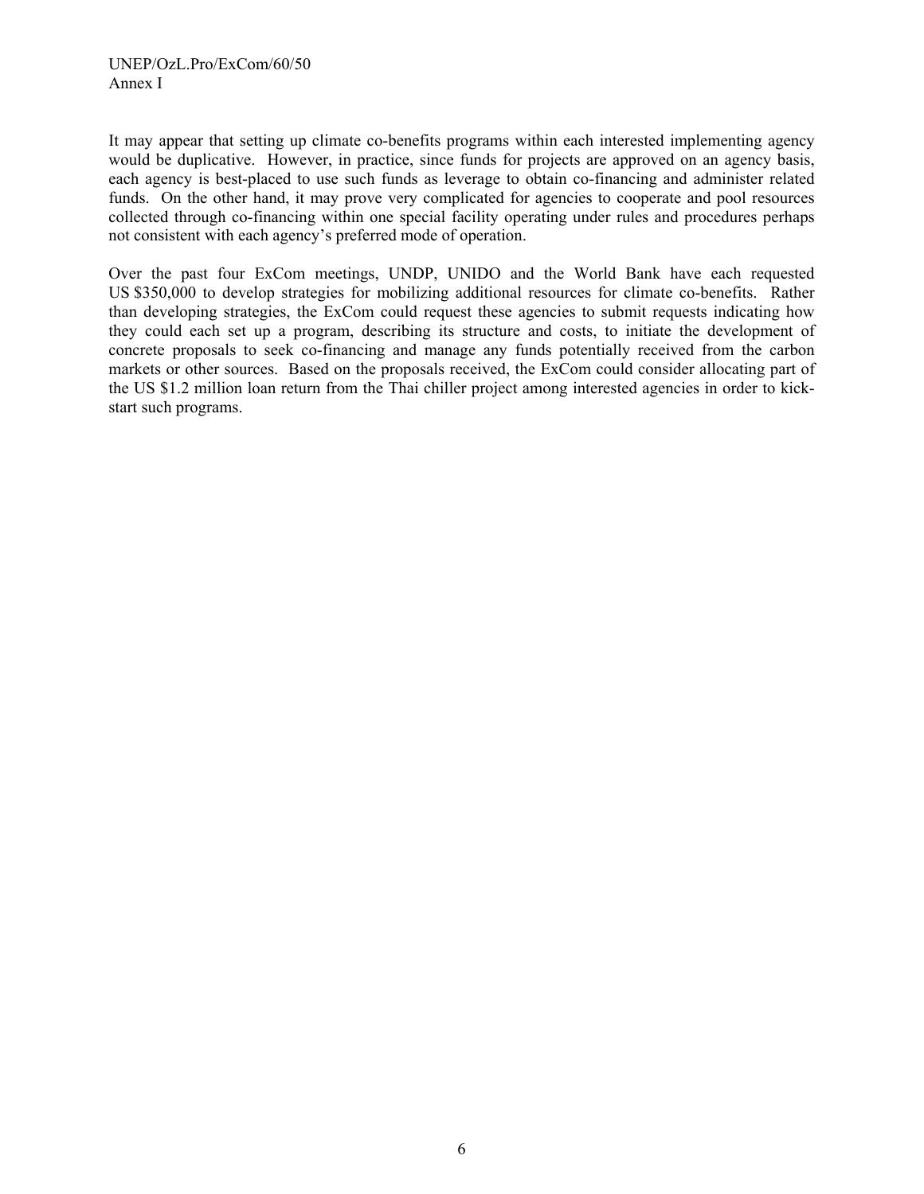It may appear that setting up climate co-benefits programs within each interested implementing agency would be duplicative. However, in practice, since funds for projects are approved on an agency basis, each agency is best-placed to use such funds as leverage to obtain co-financing and administer related funds. On the other hand, it may prove very complicated for agencies to cooperate and pool resources collected through co-financing within one special facility operating under rules and procedures perhaps not consistent with each agency's preferred mode of operation.

Over the past four ExCom meetings, UNDP, UNIDO and the World Bank have each requested US $350,000 to develop strategies for mobilizing additional resources for climate co-benefits. Rather than developing strategies, the ExCom could request these agencies to submit requests indicating how they could each set up a program, describing its structure and costs, to initiate the development of concrete proposals to seek co-financing and manage any funds potentially received from the carbon markets or other sources. Based on the proposals received, the ExCom could consider allocating part of the US $1.2 million loan return from the Thai chiller project among interested agencies in order to kick-start such programs.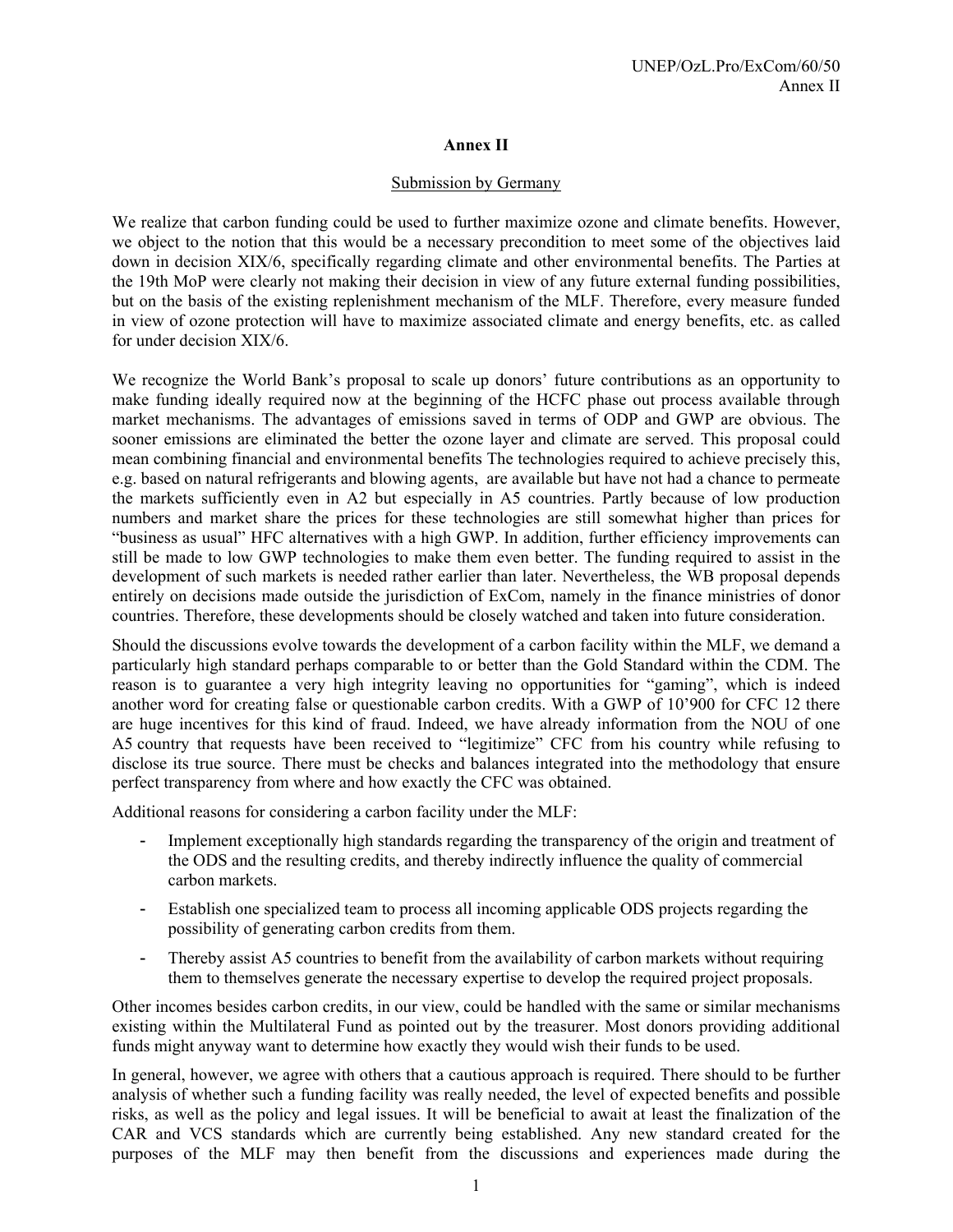# Annex II

## Submission by Germany

We realize that carbon funding could be used to further maximize ozone and climate benefits. However, we object to the notion that this would be a necessary precondition to meet some of the objectives laid down in decision XIX/6, specifically regarding climate and other environmental benefits. The Parties at the 19th MoP were clearly not making their decision in view of any future external funding possibilities, but on the basis of the existing replenishment mechanism of the MLF. Therefore, every measure funded in view of ozone protection will have to maximize associated climate and energy benefits, etc. as called for under decision XIX/6.

We recognize the World Bank's proposal to scale up donors' future contributions as an opportunity to make funding ideally required now at the beginning of the HCFC phase out process available through market mechanisms. The advantages of emissions saved in terms of ODP and GWP are obvious. The sooner emissions are eliminated the better the ozone layer and climate are served. This proposal could mean combining financial and environmental benefits The technologies required to achieve precisely this, e.g. based on natural refrigerants and blowing agents, are available but have not had a chance to permeate the markets sufficiently even in A2 but especially in A5 countries. Partly because of low production numbers and market share the prices for these technologies are still somewhat higher than prices for "business as usual" HFC alternatives with a high GWP. In addition, further efficiency improvements can still be made to low GWP technologies to make them even better. The funding required to assist in the development of such markets is needed rather earlier than later. Nevertheless, the WB proposal depends entirely on decisions made outside the jurisdiction of ExCom, namely in the finance ministries of donor countries. Therefore, these developments should be closely watched and taken into future consideration.

Should the discussions evolve towards the development of a carbon facility within the MLF, we demand a particularly high standard perhaps comparable to or better than the Gold Standard within the CDM. The reason is to guarantee a very high integrity leaving no opportunities for "gaming", which is indeed another word for creating false or questionable carbon credits. With a GWP of 10'900 for CFC 12 there are huge incentives for this kind of fraud. Indeed, we have already information from the NOU of one A5 country that requests have been received to "legitimize" CFC from his country while refusing to disclose its true source. There must be checks and balances integrated into the methodology that ensure perfect transparency from where and how exactly the CFC was obtained.

Additional reasons for considering a carbon facility under the MLF:

- Implement exceptionally high standards regarding the transparency of the origin and treatment of the ODS and the resulting credits, and thereby indirectly influence the quality of commercial carbon markets.
- Establish one specialized team to process all incoming applicable ODS projects regarding the possibility of generating carbon credits from them.
- Thereby assist A5 countries to benefit from the availability of carbon markets without requiring them to themselves generate the necessary expertise to develop the required project proposals.

Other incomes besides carbon credits, in our view, could be handled with the same or similar mechanisms existing within the Multilateral Fund as pointed out by the treasurer. Most donors providing additional funds might anyway want to determine how exactly they would wish their funds to be used.

In general, however, we agree with others that a cautious approach is required. There should to be further analysis of whether such a funding facility was really needed, the level of expected benefits and possible risks, as well as the policy and legal issues. It will be beneficial to await at least the finalization of the CAR and VCS standards which are currently being established. Any new standard created for the purposes of the MLF may then benefit from the discussions and experiences made during the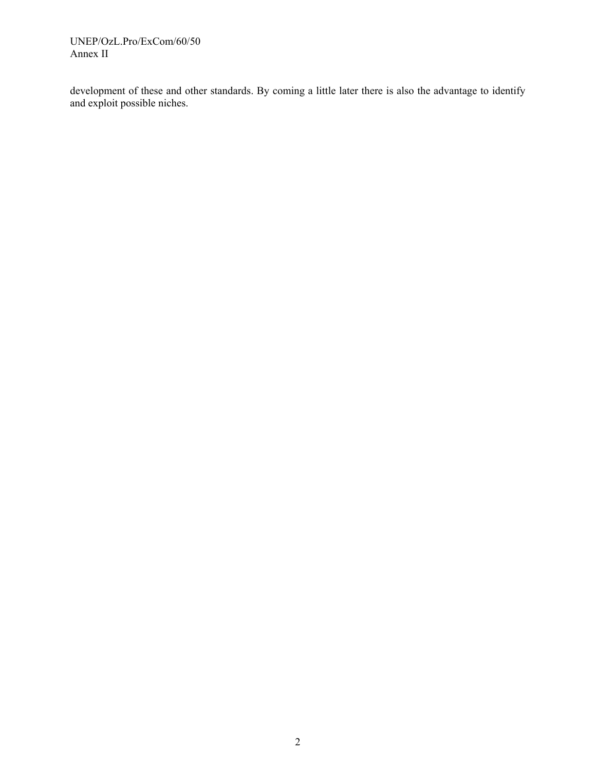development of these and other standards. By coming a little later there is also the advantage to identify and exploit possible niches.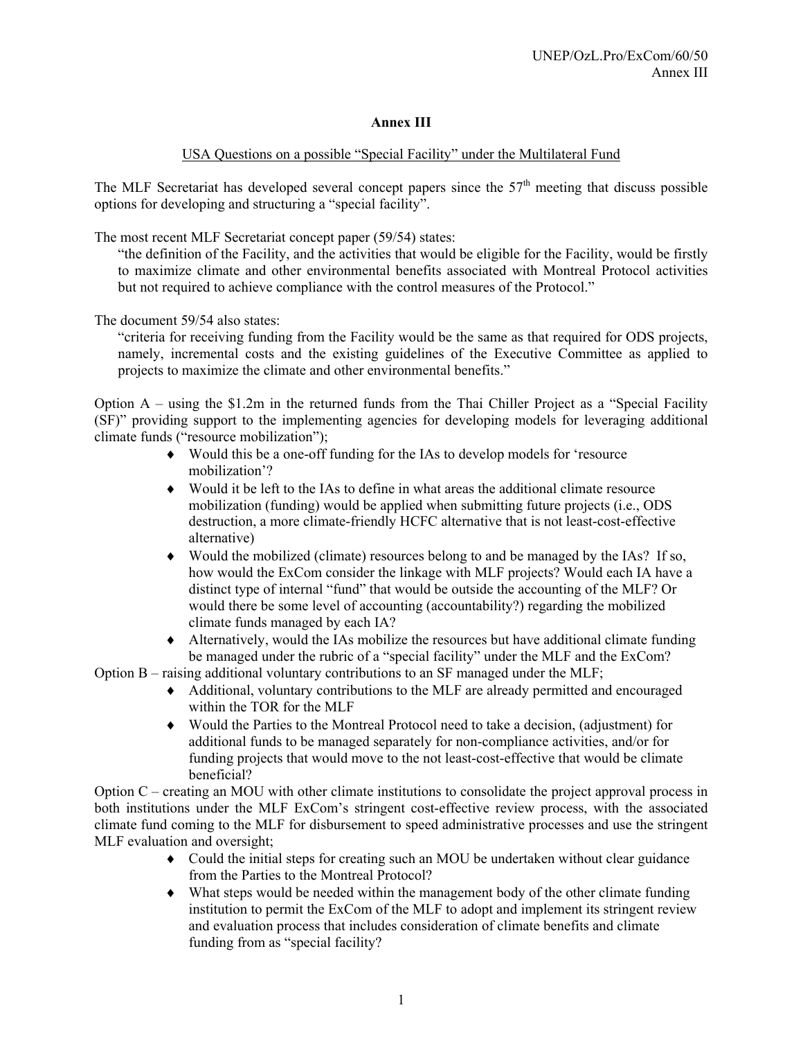# Annex III

USA Questions on a possible "Special Facility" under the Multilateral Fund

The MLF Secretariat has developed several concept papers since the 57th meeting that discuss possible options for developing and structuring a "special facility".

The most recent MLF Secretariat concept paper (59/54) states:

> "the definition of the Facility, and the activities that would be eligible for the Facility, would be firstly to maximize climate and other environmental benefits associated with Montreal Protocol activities but not required to achieve compliance with the control measures of the Protocol."

The document 59/54 also states:

> "criteria for receiving funding from the Facility would be the same as that required for ODS projects, namely, incremental costs and the existing guidelines of the Executive Committee as applied to projects to maximize the climate and other environmental benefits."

Option A – using the $1.2m in the returned funds from the Thai Chiller Project as a "Special Facility (SF)" providing support to the implementing agencies for developing models for leveraging additional climate funds ("resource mobilization");

- Would this be a one-off funding for the IAs to develop models for 'resource mobilization'?
- Would it be left to the IAs to define in what areas the additional climate resource mobilization (funding) would be applied when submitting future projects (i.e., ODS destruction, a more climate-friendly HCFC alternative that is not least-cost-effective alternative)
- Would the mobilized (climate) resources belong to and be managed by the IAs? If so, how would the ExCom consider the linkage with MLF projects? Would each IA have a distinct type of internal "fund" that would be outside the accounting of the MLF? Or would there be some level of accounting (accountability?) regarding the mobilized climate funds managed by each IA?
- Alternatively, would the IAs mobilize the resources but have additional climate funding be managed under the rubric of a "special facility" under the MLF and the ExCom?

Option B – raising additional voluntary contributions to an SF managed under the MLF;

- Additional, voluntary contributions to the MLF are already permitted and encouraged within the TOR for the MLF
- Would the Parties to the Montreal Protocol need to take a decision, (adjustment) for additional funds to be managed separately for non-compliance activities, and/or for funding projects that would move to the not least-cost-effective that would be climate beneficial?

Option C – creating an MOU with other climate institutions to consolidate the project approval process in both institutions under the MLF ExCom's stringent cost-effective review process, with the associated climate fund coming to the MLF for disbursement to speed administrative processes and use the stringent MLF evaluation and oversight;

- Could the initial steps for creating such an MOU be undertaken without clear guidance from the Parties to the Montreal Protocol?
- What steps would be needed within the management body of the other climate funding institution to permit the ExCom of the MLF to adopt and implement its stringent review and evaluation process that includes consideration of climate benefits and climate funding from as "special facility?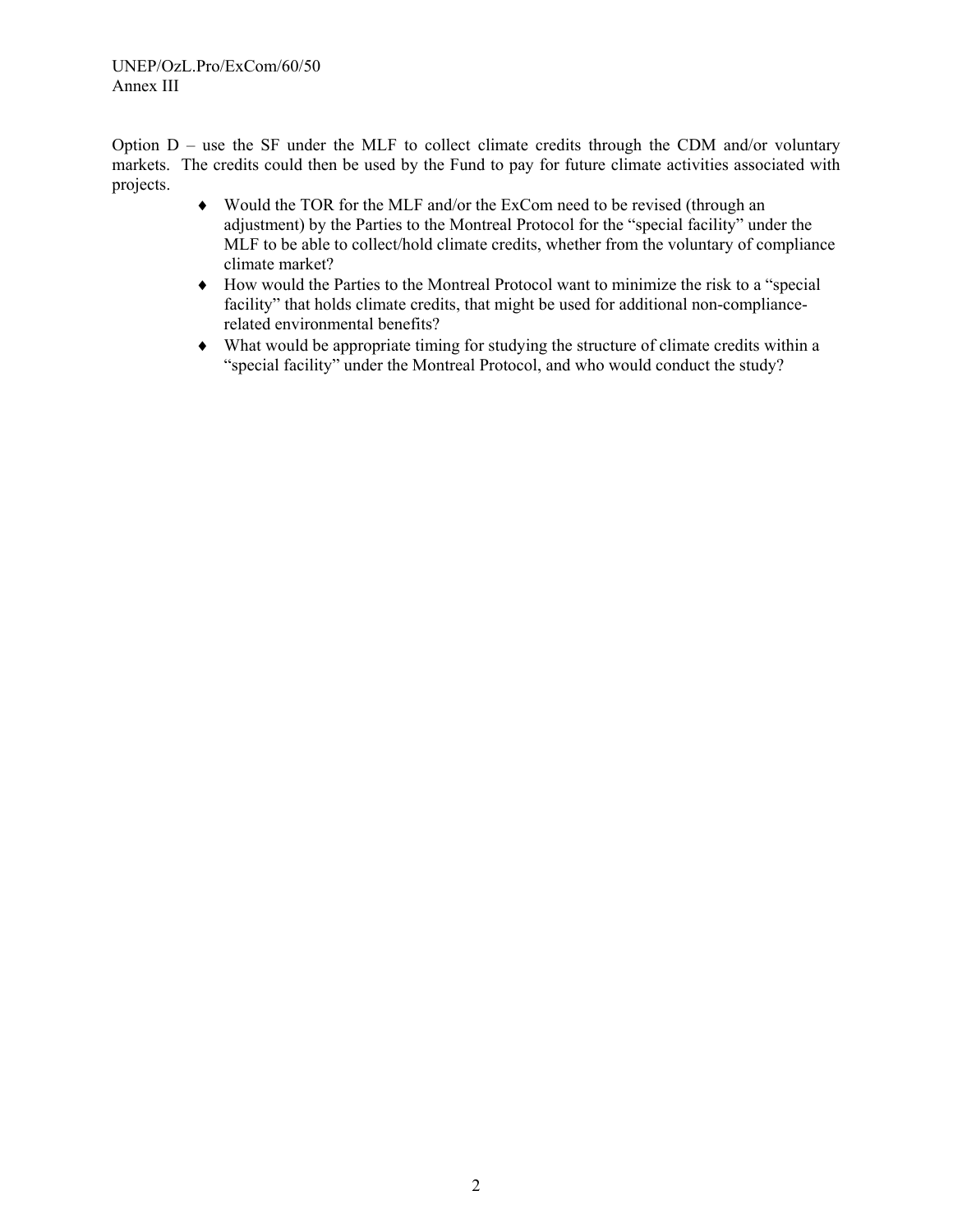Option D – use the SF under the MLF to collect climate credits through the CDM and/or voluntary markets. The credits could then be used by the Fund to pay for future climate activities associated with projects.

- Would the TOR for the MLF and/or the ExCom need to be revised (through an adjustment) by the Parties to the Montreal Protocol for the "special facility" under the MLF to be able to collect/hold climate credits, whether from the voluntary of compliance climate market?
- How would the Parties to the Montreal Protocol want to minimize the risk to a "special facility" that holds climate credits, that might be used for additional non-compliance-related environmental benefits?
- What would be appropriate timing for studying the structure of climate credits within a "special facility" under the Montreal Protocol, and who would conduct the study?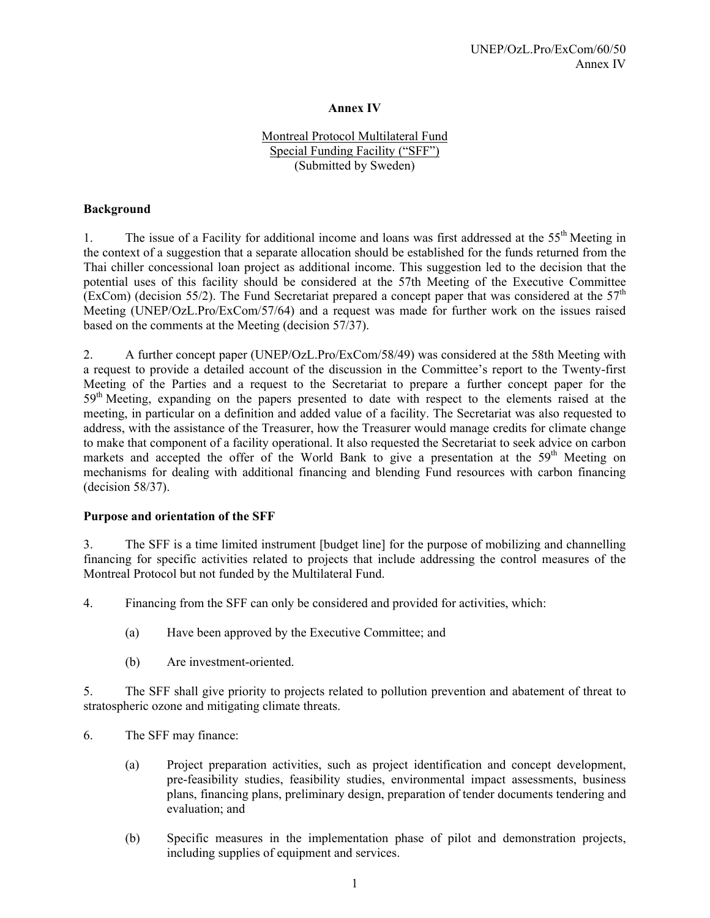# Annex IV

Montreal Protocol Multilateral Fund
Special Funding Facility ("SFF")
(Submitted by Sweden)

## Background

1. The issue of a Facility for additional income and loans was first addressed at the 55th Meeting in the context of a suggestion that a separate allocation should be established for the funds returned from the Thai chiller concessional loan project as additional income. This suggestion led to the decision that the potential uses of this facility should be considered at the 57th Meeting of the Executive Committee (ExCom) (decision 55/2). The Fund Secretariat prepared a concept paper that was considered at the 57th Meeting (UNEP/OzL.Pro/ExCom/57/64) and a request was made for further work on the issues raised based on the comments at the Meeting (decision 57/37).

2. A further concept paper (UNEP/OzL.Pro/ExCom/58/49) was considered at the 58th Meeting with a request to provide a detailed account of the discussion in the Committee's report to the Twenty-first Meeting of the Parties and a request to the Secretariat to prepare a further concept paper for the 59th Meeting, expanding on the papers presented to date with respect to the elements raised at the meeting, in particular on a definition and added value of a facility. The Secretariat was also requested to address, with the assistance of the Treasurer, how the Treasurer would manage credits for climate change to make that component of a facility operational. It also requested the Secretariat to seek advice on carbon markets and accepted the offer of the World Bank to give a presentation at the 59th Meeting on mechanisms for dealing with additional financing and blending Fund resources with carbon financing (decision 58/37).

## Purpose and orientation of the SFF

3. The SFF is a time limited instrument [budget line] for the purpose of mobilizing and channelling financing for specific activities related to projects that include addressing the control measures of the Montreal Protocol but not funded by the Multilateral Fund.

4. Financing from the SFF can only be considered and provided for activities, which:

   (a) Have been approved by the Executive Committee; and

   (b) Are investment-oriented.

5. The SFF shall give priority to projects related to pollution prevention and abatement of threat to stratospheric ozone and mitigating climate threats.

6. The SFF may finance:

   (a) Project preparation activities, such as project identification and concept development, pre-feasibility studies, feasibility studies, environmental impact assessments, business plans, financing plans, preliminary design, preparation of tender documents tendering and evaluation; and

   (b) Specific measures in the implementation phase of pilot and demonstration projects, including supplies of equipment and services.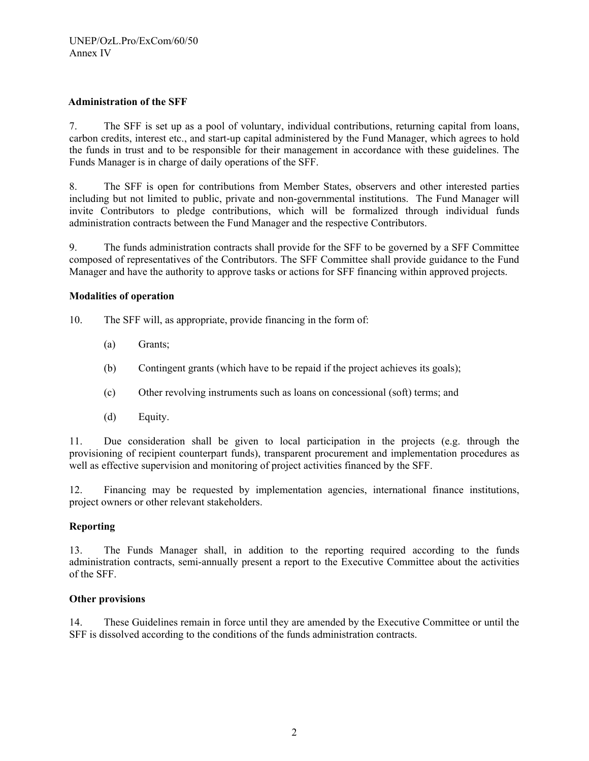**Administration of the SFF**

7. The SFF is set up as a pool of voluntary, individual contributions, returning capital from loans, carbon credits, interest etc., and start-up capital administered by the Fund Manager, which agrees to hold the funds in trust and to be responsible for their management in accordance with these guidelines. The Funds Manager is in charge of daily operations of the SFF.

8. The SFF is open for contributions from Member States, observers and other interested parties including but not limited to public, private and non-governmental institutions. The Fund Manager will invite Contributors to pledge contributions, which will be formalized through individual funds administration contracts between the Fund Manager and the respective Contributors.

9. The funds administration contracts shall provide for the SFF to be governed by a SFF Committee composed of representatives of the Contributors. The SFF Committee shall provide guidance to the Fund Manager and have the authority to approve tasks or actions for SFF financing within approved projects.

**Modalities of operation**

10. The SFF will, as appropriate, provide financing in the form of:

(a) Grants;

(b) Contingent grants (which have to be repaid if the project achieves its goals);

(c) Other revolving instruments such as loans on concessional (soft) terms; and

(d) Equity.

11. Due consideration shall be given to local participation in the projects (e.g. through the provisioning of recipient counterpart funds), transparent procurement and implementation procedures as well as effective supervision and monitoring of project activities financed by the SFF.

12. Financing may be requested by implementation agencies, international finance institutions, project owners or other relevant stakeholders.

**Reporting**

13. The Funds Manager shall, in addition to the reporting required according to the funds administration contracts, semi-annually present a report to the Executive Committee about the activities of the SFF.

**Other provisions**

14. These Guidelines remain in force until they are amended by the Executive Committee or until the SFF is dissolved according to the conditions of the funds administration contracts.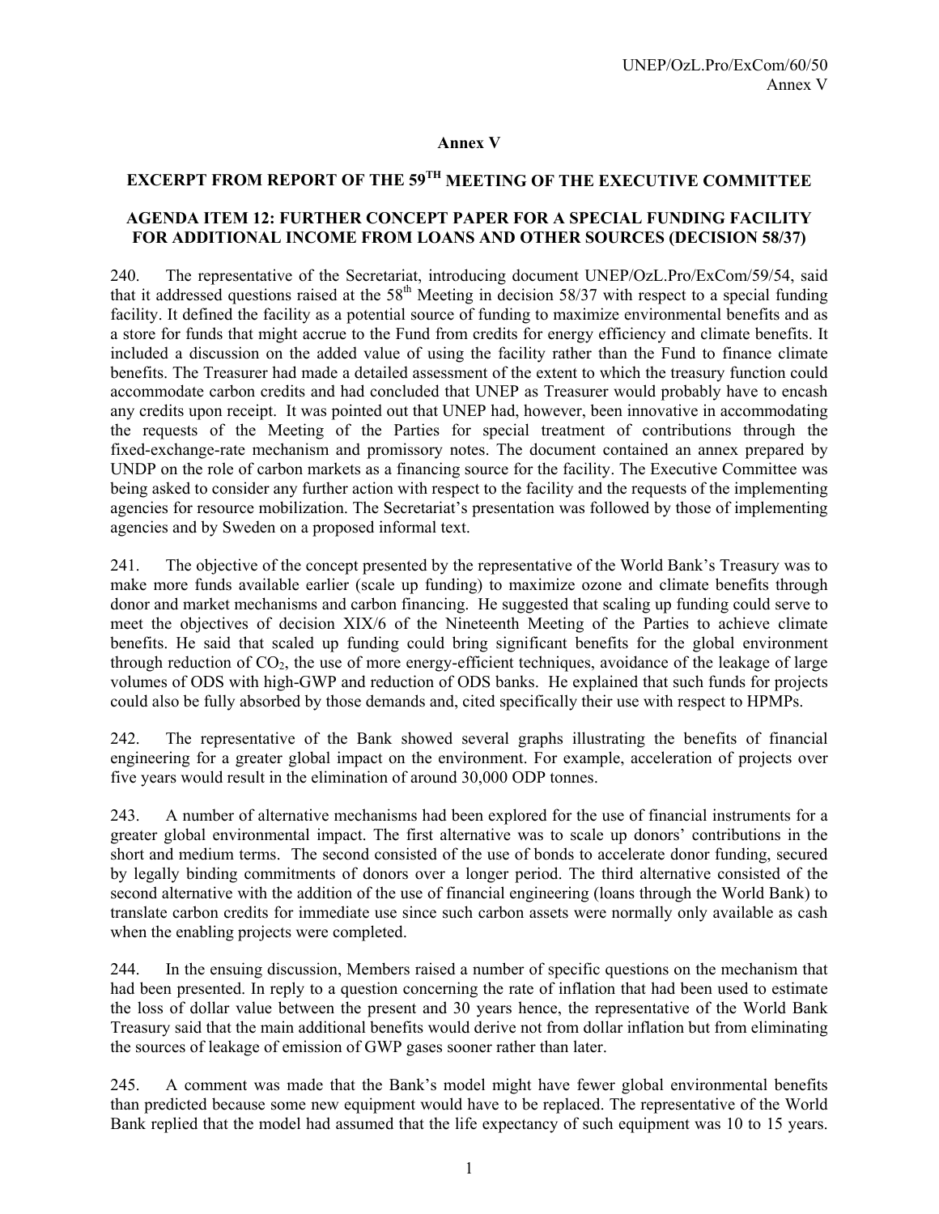## Annex V

## EXCERPT FROM REPORT OF THE 59[TH] MEETING OF THE EXECUTIVE COMMITTEE

### AGENDA ITEM 12: FURTHER CONCEPT PAPER FOR A SPECIAL FUNDING FACILITY FOR ADDITIONAL INCOME FROM LOANS AND OTHER SOURCES (DECISION 58/37)

240. The representative of the Secretariat, introducing document UNEP/OzL.Pro/ExCom/59/54, said that it addressed questions raised at the 58[th] Meeting in decision 58/37 with respect to a special funding facility. It defined the facility as a potential source of funding to maximize environmental benefits and as a store for funds that might accrue to the Fund from credits for energy efficiency and climate benefits. It included a discussion on the added value of using the facility rather than the Fund to finance climate benefits. The Treasurer had made a detailed assessment of the extent to which the treasury function could accommodate carbon credits and had concluded that UNEP as Treasurer would probably have to encash any credits upon receipt. It was pointed out that UNEP had, however, been innovative in accommodating the requests of the Meeting of the Parties for special treatment of contributions through the fixed-exchange-rate mechanism and promissory notes. The document contained an annex prepared by UNDP on the role of carbon markets as a financing source for the facility. The Executive Committee was being asked to consider any further action with respect to the facility and the requests of the implementing agencies for resource mobilization. The Secretariat's presentation was followed by those of implementing agencies and by Sweden on a proposed informal text.

241. The objective of the concept presented by the representative of the World Bank's Treasury was to make more funds available earlier (scale up funding) to maximize ozone and climate benefits through donor and market mechanisms and carbon financing. He suggested that scaling up funding could serve to meet the objectives of decision XIX/6 of the Nineteenth Meeting of the Parties to achieve climate benefits. He said that scaled up funding could bring significant benefits for the global environment through reduction of $CO_2$, the use of more energy-efficient techniques, avoidance of the leakage of large volumes of ODS with high-GWP and reduction of ODS banks. He explained that such funds for projects could also be fully absorbed by those demands and, cited specifically their use with respect to HPMPs.

242. The representative of the Bank showed several graphs illustrating the benefits of financial engineering for a greater global impact on the environment. For example, acceleration of projects over five years would result in the elimination of around 30,000 ODP tonnes.

243. A number of alternative mechanisms had been explored for the use of financial instruments for a greater global environmental impact. The first alternative was to scale up donors' contributions in the short and medium terms. The second consisted of the use of bonds to accelerate donor funding, secured by legally binding commitments of donors over a longer period. The third alternative consisted of the second alternative with the addition of the use of financial engineering (loans through the World Bank) to translate carbon credits for immediate use since such carbon assets were normally only available as cash when the enabling projects were completed.

244. In the ensuing discussion, Members raised a number of specific questions on the mechanism that had been presented. In reply to a question concerning the rate of inflation that had been used to estimate the loss of dollar value between the present and 30 years hence, the representative of the World Bank Treasury said that the main additional benefits would derive not from dollar inflation but from eliminating the sources of leakage of emission of GWP gases sooner rather than later.

245. A comment was made that the Bank's model might have fewer global environmental benefits than predicted because some new equipment would have to be replaced. The representative of the World Bank replied that the model had assumed that the life expectancy of such equipment was 10 to 15 years.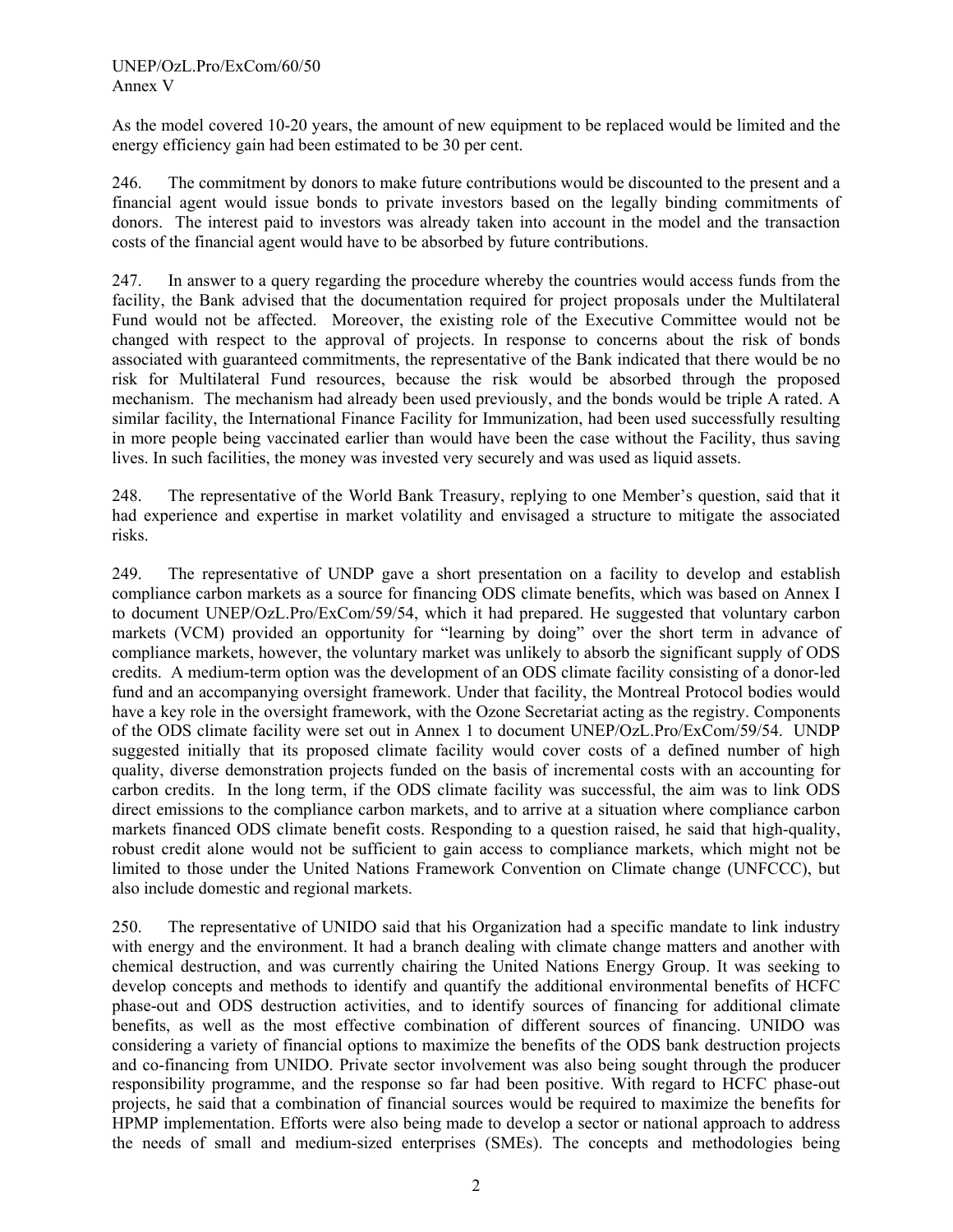As the model covered 10-20 years, the amount of new equipment to be replaced would be limited and the energy efficiency gain had been estimated to be 30 per cent.

246. The commitment by donors to make future contributions would be discounted to the present and a financial agent would issue bonds to private investors based on the legally binding commitments of donors. The interest paid to investors was already taken into account in the model and the transaction costs of the financial agent would have to be absorbed by future contributions.

247. In answer to a query regarding the procedure whereby the countries would access funds from the facility, the Bank advised that the documentation required for project proposals under the Multilateral Fund would not be affected. Moreover, the existing role of the Executive Committee would not be changed with respect to the approval of projects. In response to concerns about the risk of bonds associated with guaranteed commitments, the representative of the Bank indicated that there would be no risk for Multilateral Fund resources, because the risk would be absorbed through the proposed mechanism. The mechanism had already been used previously, and the bonds would be triple A rated. A similar facility, the International Finance Facility for Immunization, had been used successfully resulting in more people being vaccinated earlier than would have been the case without the Facility, thus saving lives. In such facilities, the money was invested very securely and was used as liquid assets.

248. The representative of the World Bank Treasury, replying to one Member's question, said that it had experience and expertise in market volatility and envisaged a structure to mitigate the associated risks.

249. The representative of UNDP gave a short presentation on a facility to develop and establish compliance carbon markets as a source for financing ODS climate benefits, which was based on Annex I to document UNEP/OzL.Pro/ExCom/59/54, which it had prepared. He suggested that voluntary carbon markets (VCM) provided an opportunity for "learning by doing" over the short term in advance of compliance markets, however, the voluntary market was unlikely to absorb the significant supply of ODS credits. A medium-term option was the development of an ODS climate facility consisting of a donor-led fund and an accompanying oversight framework. Under that facility, the Montreal Protocol bodies would have a key role in the oversight framework, with the Ozone Secretariat acting as the registry. Components of the ODS climate facility were set out in Annex 1 to document UNEP/OzL.Pro/ExCom/59/54. UNDP suggested initially that its proposed climate facility would cover costs of a defined number of high quality, diverse demonstration projects funded on the basis of incremental costs with an accounting for carbon credits. In the long term, if the ODS climate facility was successful, the aim was to link ODS direct emissions to the compliance carbon markets, and to arrive at a situation where compliance carbon markets financed ODS climate benefit costs. Responding to a question raised, he said that high-quality, robust credit alone would not be sufficient to gain access to compliance markets, which might not be limited to those under the United Nations Framework Convention on Climate change (UNFCCC), but also include domestic and regional markets.

250. The representative of UNIDO said that his Organization had a specific mandate to link industry with energy and the environment. It had a branch dealing with climate change matters and another with chemical destruction, and was currently chairing the United Nations Energy Group. It was seeking to develop concepts and methods to identify and quantify the additional environmental benefits of HCFC phase-out and ODS destruction activities, and to identify sources of financing for additional climate benefits, as well as the most effective combination of different sources of financing. UNIDO was considering a variety of financial options to maximize the benefits of the ODS bank destruction projects and co-financing from UNIDO. Private sector involvement was also being sought through the producer responsibility programme, and the response so far had been positive. With regard to HCFC phase-out projects, he said that a combination of financial sources would be required to maximize the benefits for HPMP implementation. Efforts were also being made to develop a sector or national approach to address the needs of small and medium-sized enterprises (SMEs). The concepts and methodologies being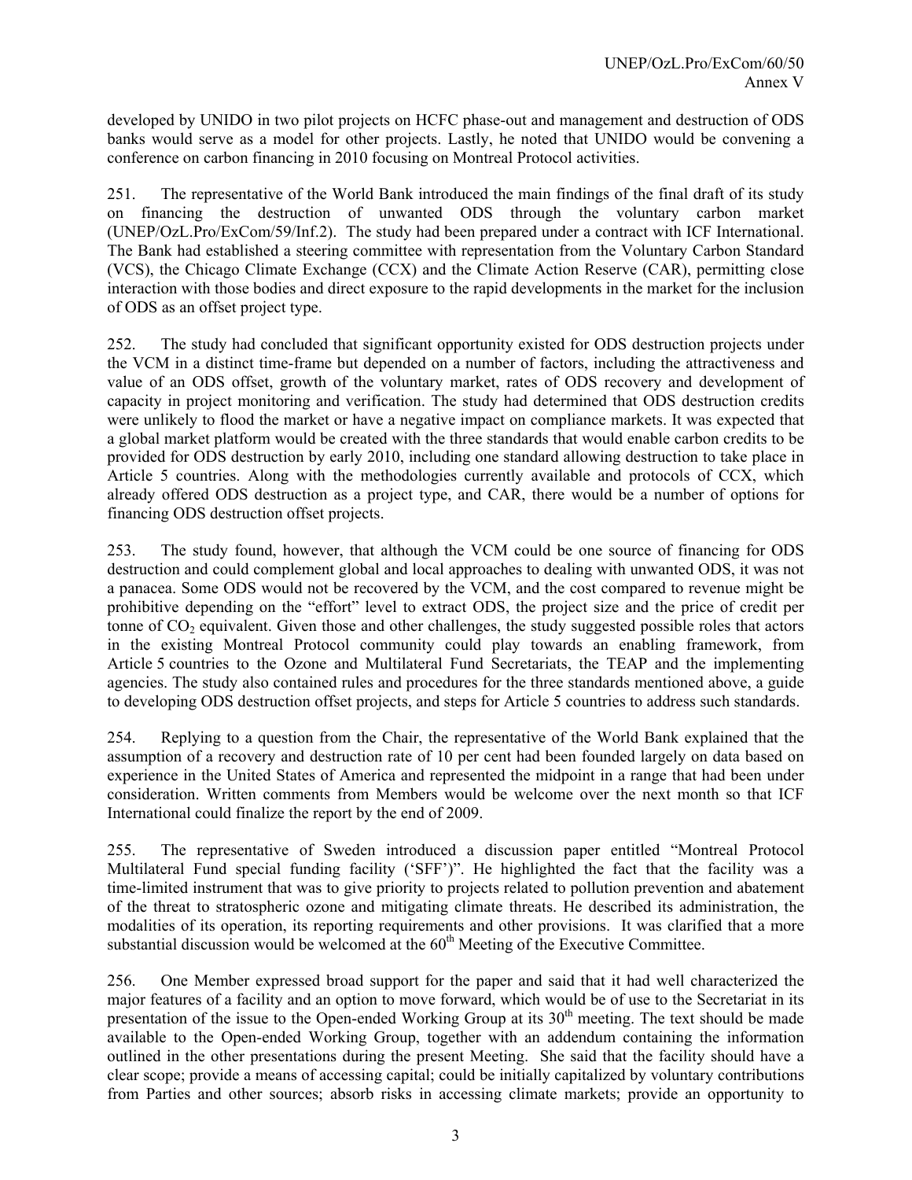developed by UNIDO in two pilot projects on HCFC phase-out and management and destruction of ODS banks would serve as a model for other projects. Lastly, he noted that UNIDO would be convening a conference on carbon financing in 2010 focusing on Montreal Protocol activities.

251. The representative of the World Bank introduced the main findings of the final draft of its study on financing the destruction of unwanted ODS through the voluntary carbon market (UNEP/OzL.Pro/ExCom/59/Inf.2). The study had been prepared under a contract with ICF International. The Bank had established a steering committee with representation from the Voluntary Carbon Standard (VCS), the Chicago Climate Exchange (CCX) and the Climate Action Reserve (CAR), permitting close interaction with those bodies and direct exposure to the rapid developments in the market for the inclusion of ODS as an offset project type.

252. The study had concluded that significant opportunity existed for ODS destruction projects under the VCM in a distinct time-frame but depended on a number of factors, including the attractiveness and value of an ODS offset, growth of the voluntary market, rates of ODS recovery and development of capacity in project monitoring and verification. The study had determined that ODS destruction credits were unlikely to flood the market or have a negative impact on compliance markets. It was expected that a global market platform would be created with the three standards that would enable carbon credits to be provided for ODS destruction by early 2010, including one standard allowing destruction to take place in Article 5 countries. Along with the methodologies currently available and protocols of CCX, which already offered ODS destruction as a project type, and CAR, there would be a number of options for financing ODS destruction offset projects.

253. The study found, however, that although the VCM could be one source of financing for ODS destruction and could complement global and local approaches to dealing with unwanted ODS, it was not a panacea. Some ODS would not be recovered by the VCM, and the cost compared to revenue might be prohibitive depending on the "effort" level to extract ODS, the project size and the price of credit per tonne of $CO_2$ equivalent. Given those and other challenges, the study suggested possible roles that actors in the existing Montreal Protocol community could play towards an enabling framework, from Article 5 countries to the Ozone and Multilateral Fund Secretariats, the TEAP and the implementing agencies. The study also contained rules and procedures for the three standards mentioned above, a guide to developing ODS destruction offset projects, and steps for Article 5 countries to address such standards.

254. Replying to a question from the Chair, the representative of the World Bank explained that the assumption of a recovery and destruction rate of 10 per cent had been founded largely on data based on experience in the United States of America and represented the midpoint in a range that had been under consideration. Written comments from Members would be welcome over the next month so that ICF International could finalize the report by the end of 2009.

255. The representative of Sweden introduced a discussion paper entitled "Montreal Protocol Multilateral Fund special funding facility ('SFF')". He highlighted the fact that the facility was a time-limited instrument that was to give priority to projects related to pollution prevention and abatement of the threat to stratospheric ozone and mitigating climate threats. He described its administration, the modalities of its operation, its reporting requirements and other provisions. It was clarified that a more substantial discussion would be welcomed at the 60th Meeting of the Executive Committee.

256. One Member expressed broad support for the paper and said that it had well characterized the major features of a facility and an option to move forward, which would be of use to the Secretariat in its presentation of the issue to the Open-ended Working Group at its 30th meeting. The text should be made available to the Open-ended Working Group, together with an addendum containing the information outlined in the other presentations during the present Meeting. She said that the facility should have a clear scope; provide a means of accessing capital; could be initially capitalized by voluntary contributions from Parties and other sources; absorb risks in accessing climate markets; provide an opportunity to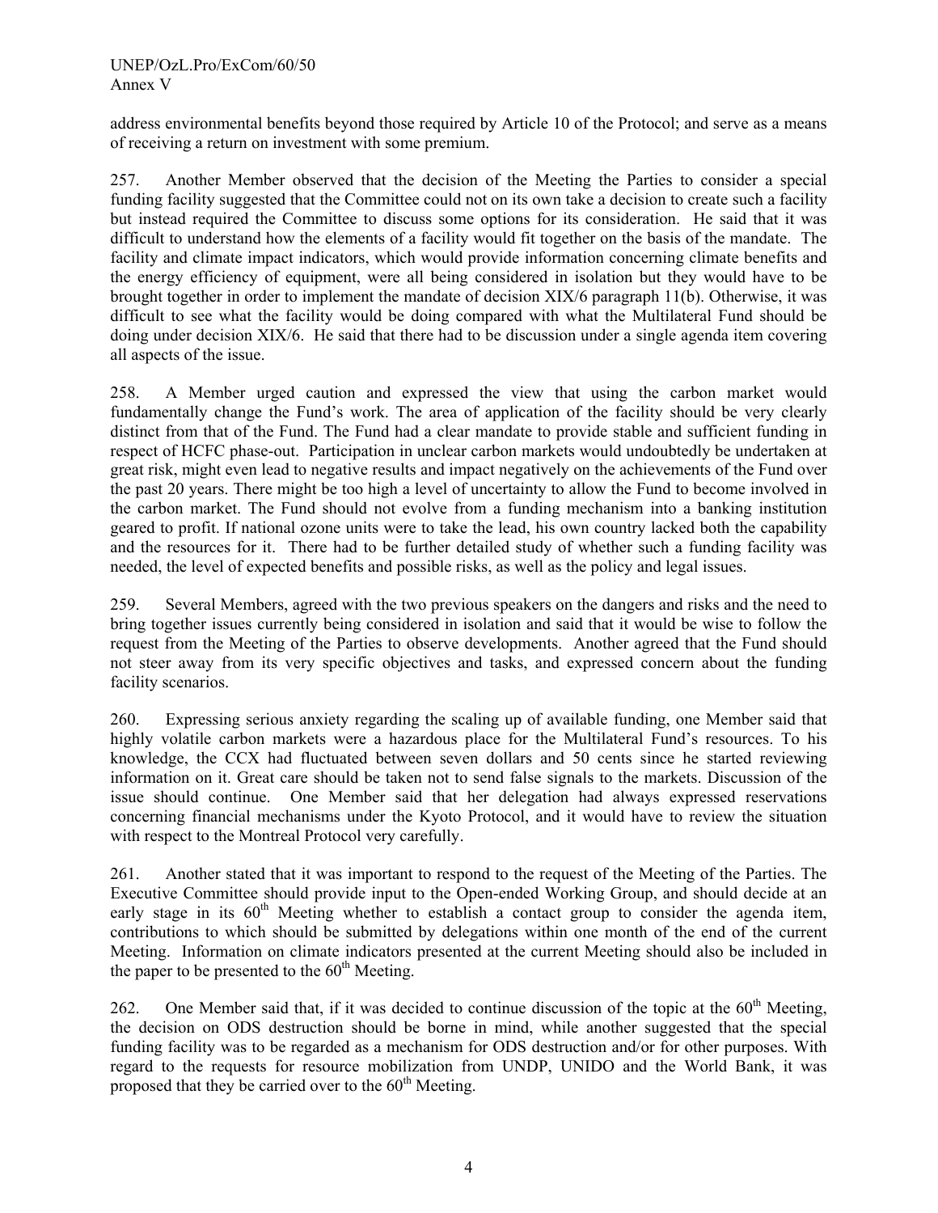address environmental benefits beyond those required by Article 10 of the Protocol; and serve as a means of receiving a return on investment with some premium.

257. Another Member observed that the decision of the Meeting the Parties to consider a special funding facility suggested that the Committee could not on its own take a decision to create such a facility but instead required the Committee to discuss some options for its consideration. He said that it was difficult to understand how the elements of a facility would fit together on the basis of the mandate. The facility and climate impact indicators, which would provide information concerning climate benefits and the energy efficiency of equipment, were all being considered in isolation but they would have to be brought together in order to implement the mandate of decision XIX/6 paragraph 11(b). Otherwise, it was difficult to see what the facility would be doing compared with what the Multilateral Fund should be doing under decision XIX/6. He said that there had to be discussion under a single agenda item covering all aspects of the issue.

258. A Member urged caution and expressed the view that using the carbon market would fundamentally change the Fund's work. The area of application of the facility should be very clearly distinct from that of the Fund. The Fund had a clear mandate to provide stable and sufficient funding in respect of HCFC phase-out. Participation in unclear carbon markets would undoubtedly be undertaken at great risk, might even lead to negative results and impact negatively on the achievements of the Fund over the past 20 years. There might be too high a level of uncertainty to allow the Fund to become involved in the carbon market. The Fund should not evolve from a funding mechanism into a banking institution geared to profit. If national ozone units were to take the lead, his own country lacked both the capability and the resources for it. There had to be further detailed study of whether such a funding facility was needed, the level of expected benefits and possible risks, as well as the policy and legal issues.

259. Several Members, agreed with the two previous speakers on the dangers and risks and the need to bring together issues currently being considered in isolation and said that it would be wise to follow the request from the Meeting of the Parties to observe developments. Another agreed that the Fund should not steer away from its very specific objectives and tasks, and expressed concern about the funding facility scenarios.

260. Expressing serious anxiety regarding the scaling up of available funding, one Member said that highly volatile carbon markets were a hazardous place for the Multilateral Fund's resources. To his knowledge, the CCX had fluctuated between seven dollars and 50 cents since he started reviewing information on it. Great care should be taken not to send false signals to the markets. Discussion of the issue should continue. One Member said that her delegation had always expressed reservations concerning financial mechanisms under the Kyoto Protocol, and it would have to review the situation with respect to the Montreal Protocol very carefully.

261. Another stated that it was important to respond to the request of the Meeting of the Parties. The Executive Committee should provide input to the Open-ended Working Group, and should decide at an early stage in its 60th Meeting whether to establish a contact group to consider the agenda item, contributions to which should be submitted by delegations within one month of the end of the current Meeting. Information on climate indicators presented at the current Meeting should also be included in the paper to be presented to the 60th Meeting.

262. One Member said that, if it was decided to continue discussion of the topic at the 60th Meeting, the decision on ODS destruction should be borne in mind, while another suggested that the special funding facility was to be regarded as a mechanism for ODS destruction and/or for other purposes. With regard to the requests for resource mobilization from UNDP, UNIDO and the World Bank, it was proposed that they be carried over to the 60th Meeting.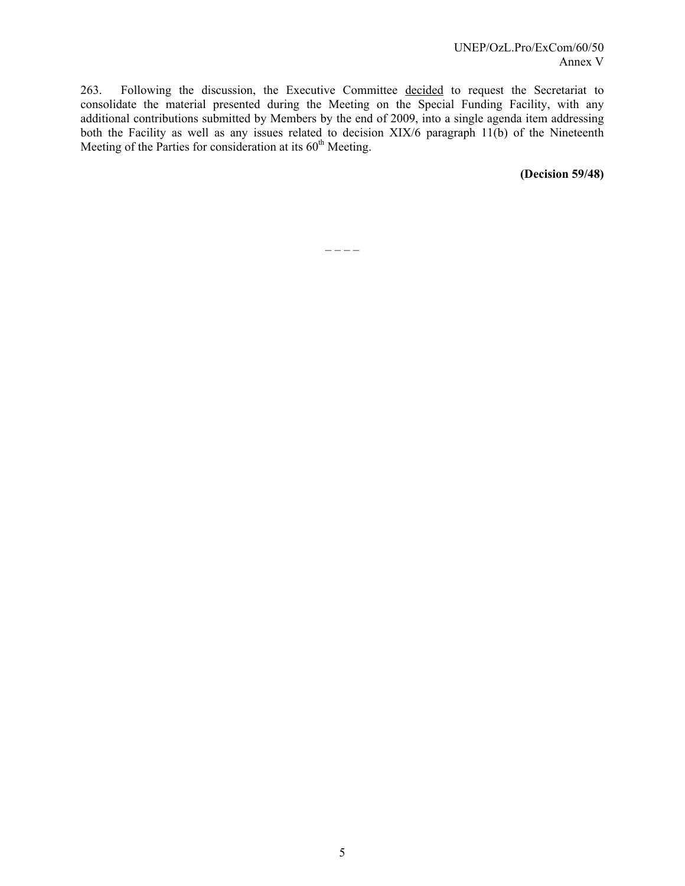263. Following the discussion, the Executive Committee decided to request the Secretariat to consolidate the material presented during the Meeting on the Special Funding Facility, with any additional contributions submitted by Members by the end of 2009, into a single agenda item addressing both the Facility as well as any issues related to decision XIX/6 paragraph 11(b) of the Nineteenth Meeting of the Parties for consideration at its 60th Meeting.

**(Decision 59/48)**

– – – –